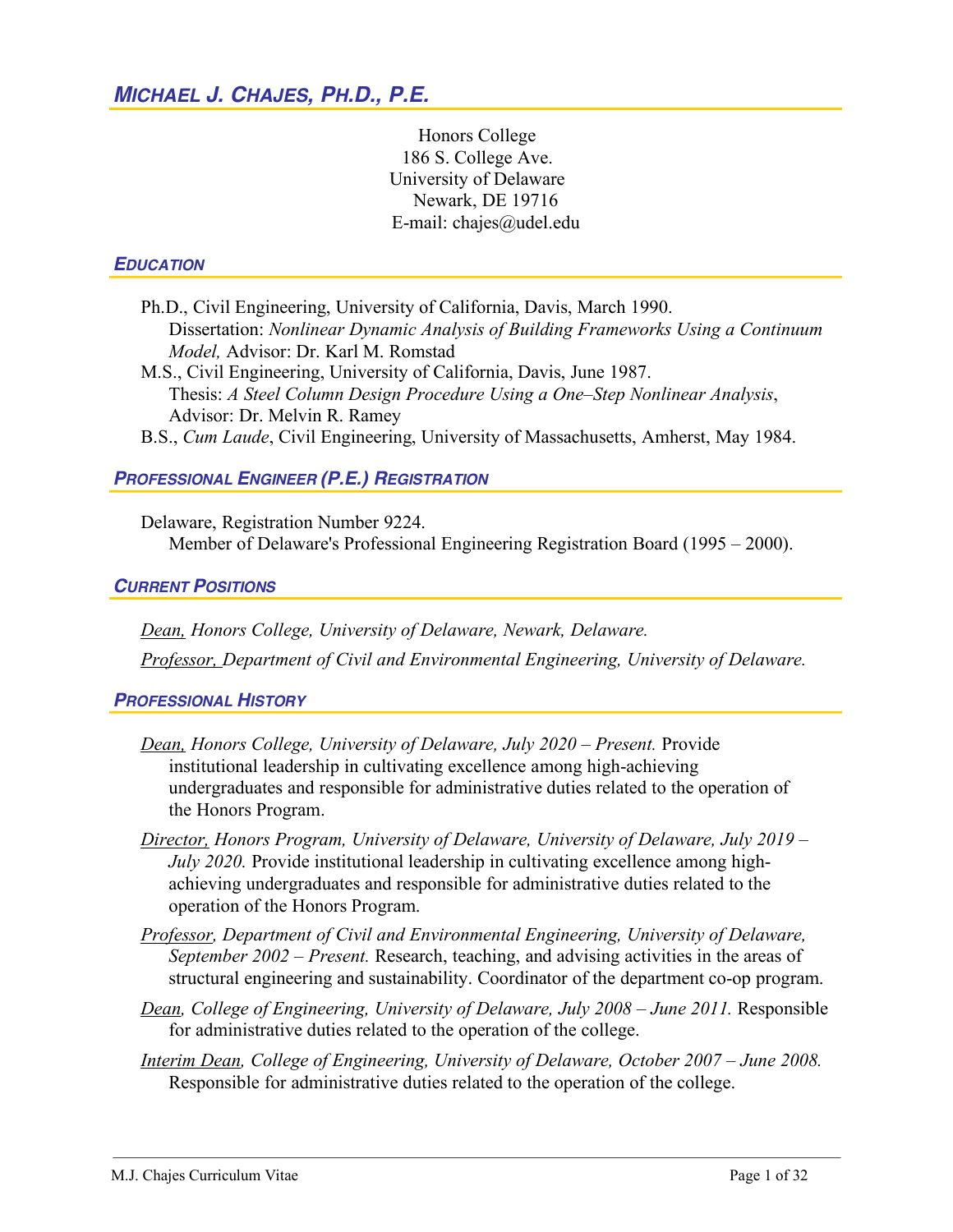# *MICHAEL J. CHAJES, PH.D., P.E.*

Honors College
186 S. College Ave.
University of Delaware
Newark, DE 19716
E-mail: chajes@udel.edu

## *EDUCATION*

Ph.D., Civil Engineering, University of California, Davis, March 1990.
Dissertation: *Nonlinear Dynamic Analysis of Building Frameworks Using a Continuum Model,* Advisor: Dr. Karl M. Romstad

M.S., Civil Engineering, University of California, Davis, June 1987.
Thesis: *A Steel Column Design Procedure Using a One–Step Nonlinear Analysis*, Advisor: Dr. Melvin R. Ramey

B.S., *Cum Laude*, Civil Engineering, University of Massachusetts, Amherst, May 1984.

## *PROFESSIONAL ENGINEER (P.E.) REGISTRATION*

Delaware, Registration Number 9224.
Member of Delaware's Professional Engineering Registration Board (1995 – 2000).

## *CURRENT POSITIONS*

*Dean, Honors College, University of Delaware, Newark, Delaware.*

*Professor, Department of Civil and Environmental Engineering, University of Delaware.*

## *PROFESSIONAL HISTORY*

*Dean, Honors College, University of Delaware, July 2020 – Present.* Provide institutional leadership in cultivating excellence among high-achieving undergraduates and responsible for administrative duties related to the operation of the Honors Program.

*Director, Honors Program, University of Delaware, University of Delaware, July 2019 – July 2020.* Provide institutional leadership in cultivating excellence among high-achieving undergraduates and responsible for administrative duties related to the operation of the Honors Program.

*Professor, Department of Civil and Environmental Engineering, University of Delaware, September 2002 – Present.* Research, teaching, and advising activities in the areas of structural engineering and sustainability. Coordinator of the department co-op program.

*Dean, College of Engineering, University of Delaware, July 2008 – June 2011.* Responsible for administrative duties related to the operation of the college.

*Interim Dean, College of Engineering, University of Delaware, October 2007 – June 2008.* Responsible for administrative duties related to the operation of the college.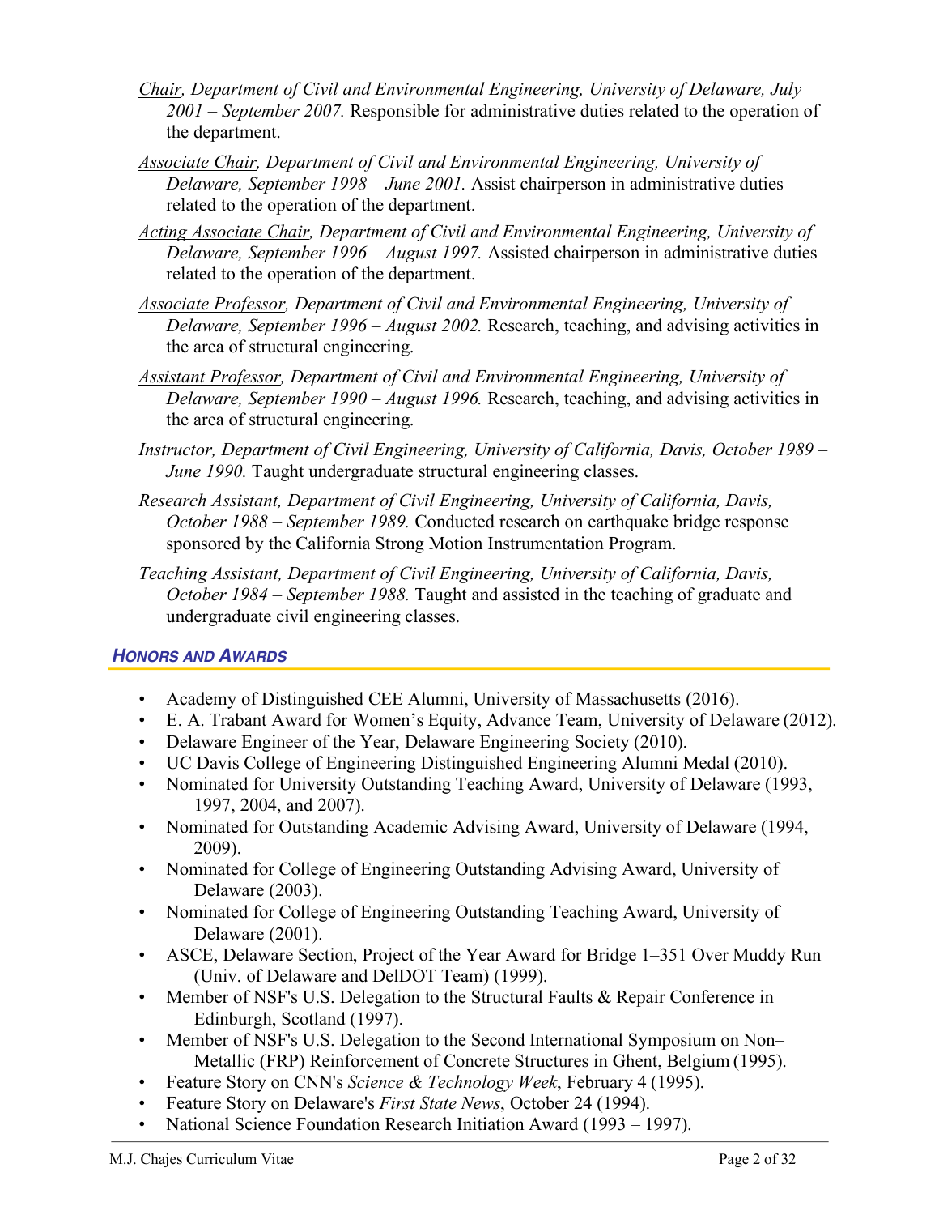<u>Chair</u>, *Department of Civil and Environmental Engineering, University of Delaware, July 2001 – September 2007.* Responsible for administrative duties related to the operation of the department.

<u>Associate Chair</u>, *Department of Civil and Environmental Engineering, University of Delaware, September 1998 – June 2001.* Assist chairperson in administrative duties related to the operation of the department.

<u>Acting Associate Chair</u>, *Department of Civil and Environmental Engineering, University of Delaware, September 1996 – August 1997.* Assisted chairperson in administrative duties related to the operation of the department.

<u>Associate Professor</u>, *Department of Civil and Environmental Engineering, University of Delaware, September 1996 – August 2002.* Research, teaching, and advising activities in the area of structural engineering.

<u>Assistant Professor</u>, *Department of Civil and Environmental Engineering, University of Delaware, September 1990 – August 1996.* Research, teaching, and advising activities in the area of structural engineering.

<u>Instructor</u>, *Department of Civil Engineering, University of California, Davis, October 1989 – June 1990.* Taught undergraduate structural engineering classes.

<u>Research Assistant</u>, *Department of Civil Engineering, University of California, Davis, October 1988 – September 1989.* Conducted research on earthquake bridge response sponsored by the California Strong Motion Instrumentation Program.

<u>Teaching Assistant</u>, *Department of Civil Engineering, University of California, Davis, October 1984 – September 1988.* Taught and assisted in the teaching of graduate and undergraduate civil engineering classes.

## Honors and Awards

- Academy of Distinguished CEE Alumni, University of Massachusetts (2016).
- E. A. Trabant Award for Women's Equity, Advance Team, University of Delaware (2012).
- Delaware Engineer of the Year, Delaware Engineering Society (2010).
- UC Davis College of Engineering Distinguished Engineering Alumni Medal (2010).
- Nominated for University Outstanding Teaching Award, University of Delaware (1993, 1997, 2004, and 2007).
- Nominated for Outstanding Academic Advising Award, University of Delaware (1994, 2009).
- Nominated for College of Engineering Outstanding Advising Award, University of Delaware (2003).
- Nominated for College of Engineering Outstanding Teaching Award, University of Delaware (2001).
- ASCE, Delaware Section, Project of the Year Award for Bridge 1–351 Over Muddy Run (Univ. of Delaware and DelDOT Team) (1999).
- Member of NSF's U.S. Delegation to the Structural Faults & Repair Conference in Edinburgh, Scotland (1997).
- Member of NSF's U.S. Delegation to the Second International Symposium on Non–Metallic (FRP) Reinforcement of Concrete Structures in Ghent, Belgium (1995).
- Feature Story on CNN's *Science & Technology Week*, February 4 (1995).
- Feature Story on Delaware's *First State News*, October 24 (1994).
- National Science Foundation Research Initiation Award (1993 – 1997).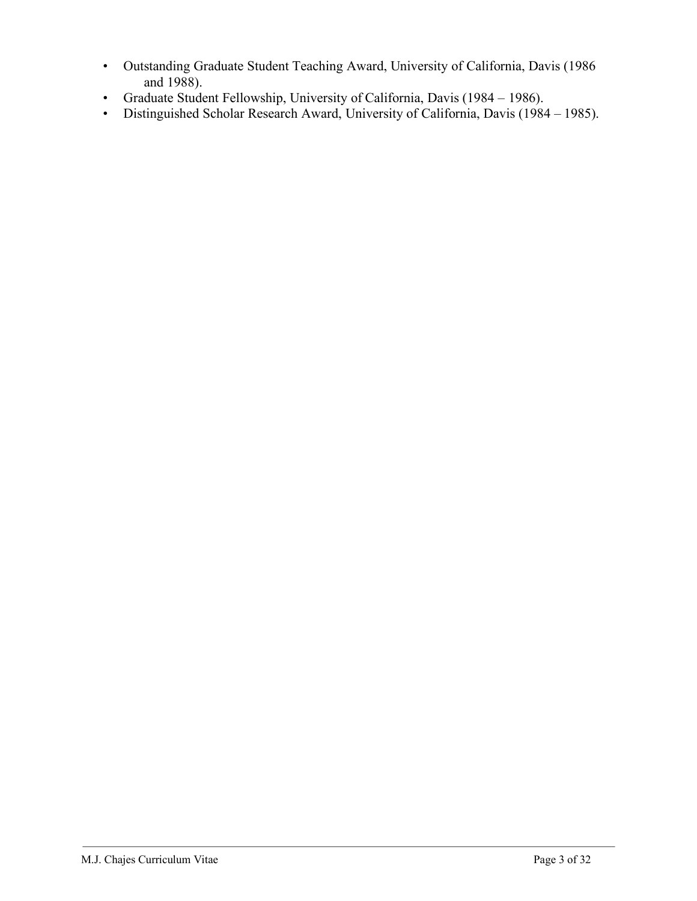- Outstanding Graduate Student Teaching Award, University of California, Davis (1986 and 1988).
- Graduate Student Fellowship, University of California, Davis (1984 – 1986).
- Distinguished Scholar Research Award, University of California, Davis (1984 – 1985).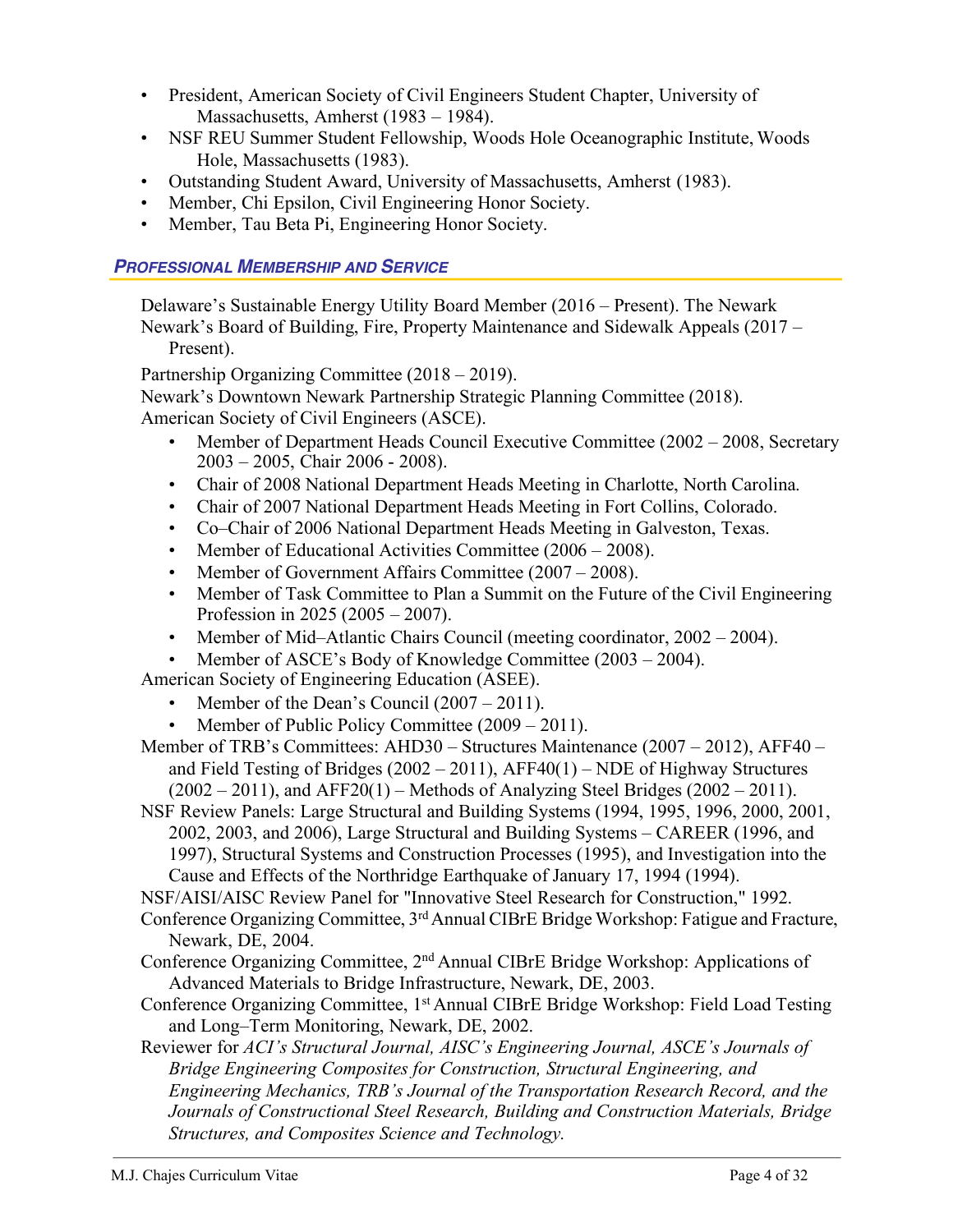- President, American Society of Civil Engineers Student Chapter, University of Massachusetts, Amherst (1983 – 1984).
- NSF REU Summer Student Fellowship, Woods Hole Oceanographic Institute, Woods Hole, Massachusetts (1983).
- Outstanding Student Award, University of Massachusetts, Amherst (1983).
- Member, Chi Epsilon, Civil Engineering Honor Society.
- Member, Tau Beta Pi, Engineering Honor Society.

## ***Professional Membership and Service***

Delaware's Sustainable Energy Utility Board Member (2016 – Present). The Newark

Newark's Board of Building, Fire, Property Maintenance and Sidewalk Appeals (2017 – Present).

Partnership Organizing Committee (2018 – 2019).

Newark's Downtown Newark Partnership Strategic Planning Committee (2018).

American Society of Civil Engineers (ASCE).

- Member of Department Heads Council Executive Committee (2002 – 2008, Secretary 2003 – 2005, Chair 2006 - 2008).
- Chair of 2008 National Department Heads Meeting in Charlotte, North Carolina.
- Chair of 2007 National Department Heads Meeting in Fort Collins, Colorado.
- Co–Chair of 2006 National Department Heads Meeting in Galveston, Texas.
- Member of Educational Activities Committee (2006 – 2008).
- Member of Government Affairs Committee (2007 – 2008).
- Member of Task Committee to Plan a Summit on the Future of the Civil Engineering Profession in 2025 (2005 – 2007).
- Member of Mid–Atlantic Chairs Council (meeting coordinator, 2002 – 2004).
- Member of ASCE's Body of Knowledge Committee (2003 – 2004).

American Society of Engineering Education (ASEE).

- Member of the Dean's Council (2007 – 2011).
- Member of Public Policy Committee (2009 – 2011).

Member of TRB's Committees: AHD30 – Structures Maintenance (2007 – 2012), AFF40 – and Field Testing of Bridges (2002 – 2011), AFF40(1) – NDE of Highway Structures (2002 – 2011), and AFF20(1) – Methods of Analyzing Steel Bridges (2002 – 2011).

NSF Review Panels: Large Structural and Building Systems (1994, 1995, 1996, 2000, 2001, 2002, 2003, and 2006), Large Structural and Building Systems – CAREER (1996, and 1997), Structural Systems and Construction Processes (1995), and Investigation into the Cause and Effects of the Northridge Earthquake of January 17, 1994 (1994).

NSF/AISI/AISC Review Panel for "Innovative Steel Research for Construction," 1992.

Conference Organizing Committee, 3rd Annual CIBrE Bridge Workshop: Fatigue and Fracture, Newark, DE, 2004.

Conference Organizing Committee, 2nd Annual CIBrE Bridge Workshop: Applications of Advanced Materials to Bridge Infrastructure, Newark, DE, 2003.

Conference Organizing Committee, 1st Annual CIBrE Bridge Workshop: Field Load Testing and Long–Term Monitoring, Newark, DE, 2002.

Reviewer for *ACI's Structural Journal, AISC's Engineering Journal, ASCE's Journals of Bridge Engineering Composites for Construction, Structural Engineering, and Engineering Mechanics, TRB's Journal of the Transportation Research Record, and the Journals of Constructional Steel Research, Building and Construction Materials, Bridge Structures, and Composites Science and Technology.*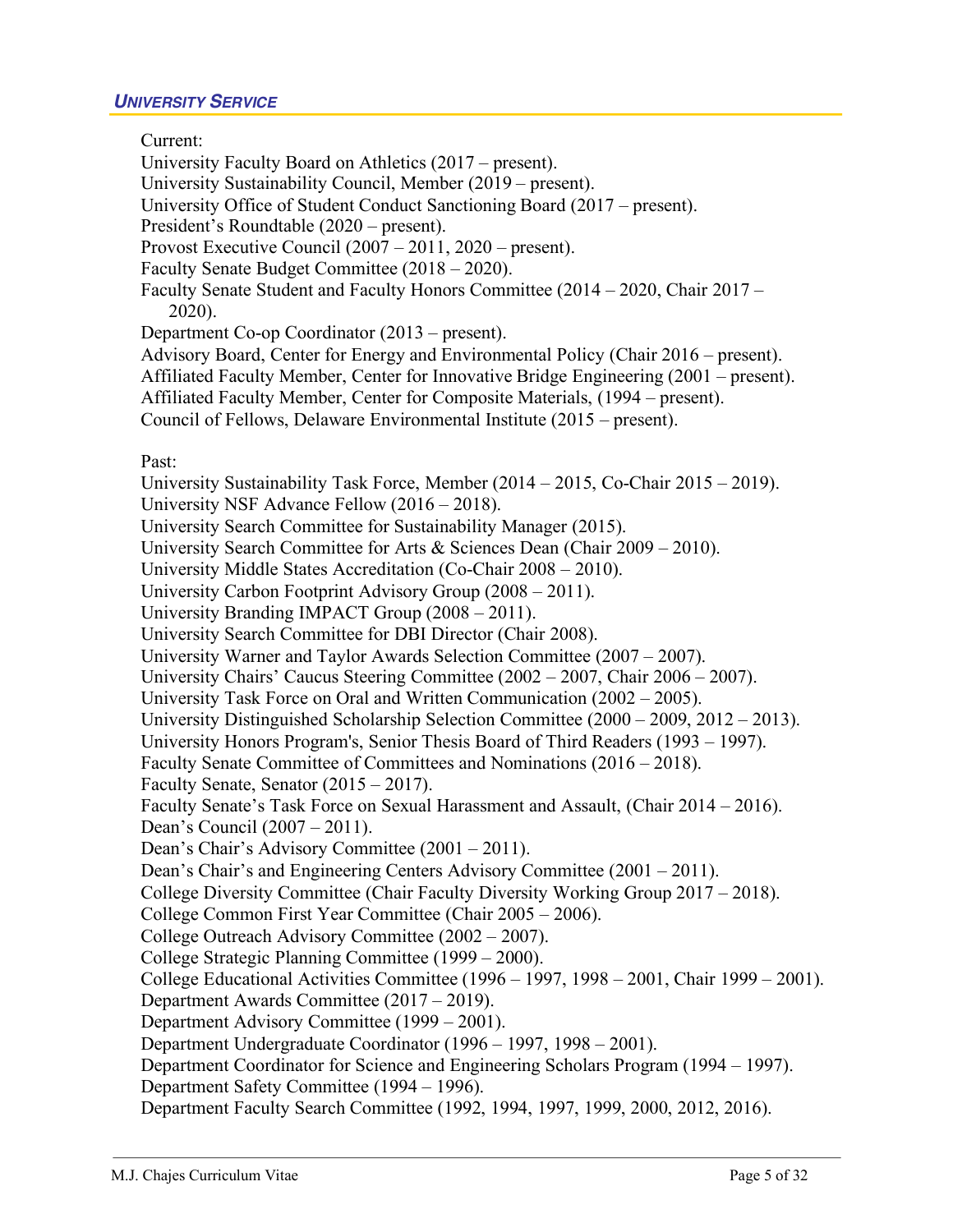## *UNIVERSITY SERVICE*

Current:

University Faculty Board on Athletics (2017 – present).
University Sustainability Council, Member (2019 – present).
University Office of Student Conduct Sanctioning Board (2017 – present).
President's Roundtable (2020 – present).
Provost Executive Council (2007 – 2011, 2020 – present).
Faculty Senate Budget Committee (2018 – 2020).
Faculty Senate Student and Faculty Honors Committee (2014 – 2020, Chair 2017 – 2020).
Department Co-op Coordinator (2013 – present).
Advisory Board, Center for Energy and Environmental Policy (Chair 2016 – present).
Affiliated Faculty Member, Center for Innovative Bridge Engineering (2001 – present).
Affiliated Faculty Member, Center for Composite Materials, (1994 – present).
Council of Fellows, Delaware Environmental Institute (2015 – present).

Past:

University Sustainability Task Force, Member (2014 – 2015, Co-Chair 2015 – 2019).
University NSF Advance Fellow (2016 – 2018).
University Search Committee for Sustainability Manager (2015).
University Search Committee for Arts & Sciences Dean (Chair 2009 – 2010).
University Middle States Accreditation (Co-Chair 2008 – 2010).
University Carbon Footprint Advisory Group (2008 – 2011).
University Branding IMPACT Group (2008 – 2011).
University Search Committee for DBI Director (Chair 2008).
University Warner and Taylor Awards Selection Committee (2007 – 2007).
University Chairs' Caucus Steering Committee (2002 – 2007, Chair 2006 – 2007).
University Task Force on Oral and Written Communication (2002 – 2005).
University Distinguished Scholarship Selection Committee (2000 – 2009, 2012 – 2013).
University Honors Program's, Senior Thesis Board of Third Readers (1993 – 1997).
Faculty Senate Committee of Committees and Nominations (2016 – 2018).
Faculty Senate, Senator (2015 – 2017).
Faculty Senate's Task Force on Sexual Harassment and Assault, (Chair 2014 – 2016).
Dean's Council (2007 – 2011).
Dean's Chair's Advisory Committee (2001 – 2011).
Dean's Chair's and Engineering Centers Advisory Committee (2001 – 2011).
College Diversity Committee (Chair Faculty Diversity Working Group 2017 – 2018).
College Common First Year Committee (Chair 2005 – 2006).
College Outreach Advisory Committee (2002 – 2007).
College Strategic Planning Committee (1999 – 2000).
College Educational Activities Committee (1996 – 1997, 1998 – 2001, Chair 1999 – 2001).
Department Awards Committee (2017 – 2019).
Department Advisory Committee (1999 – 2001).
Department Undergraduate Coordinator (1996 – 1997, 1998 – 2001).
Department Coordinator for Science and Engineering Scholars Program (1994 – 1997).
Department Safety Committee (1994 – 1996).
Department Faculty Search Committee (1992, 1994, 1997, 1999, 2000, 2012, 2016).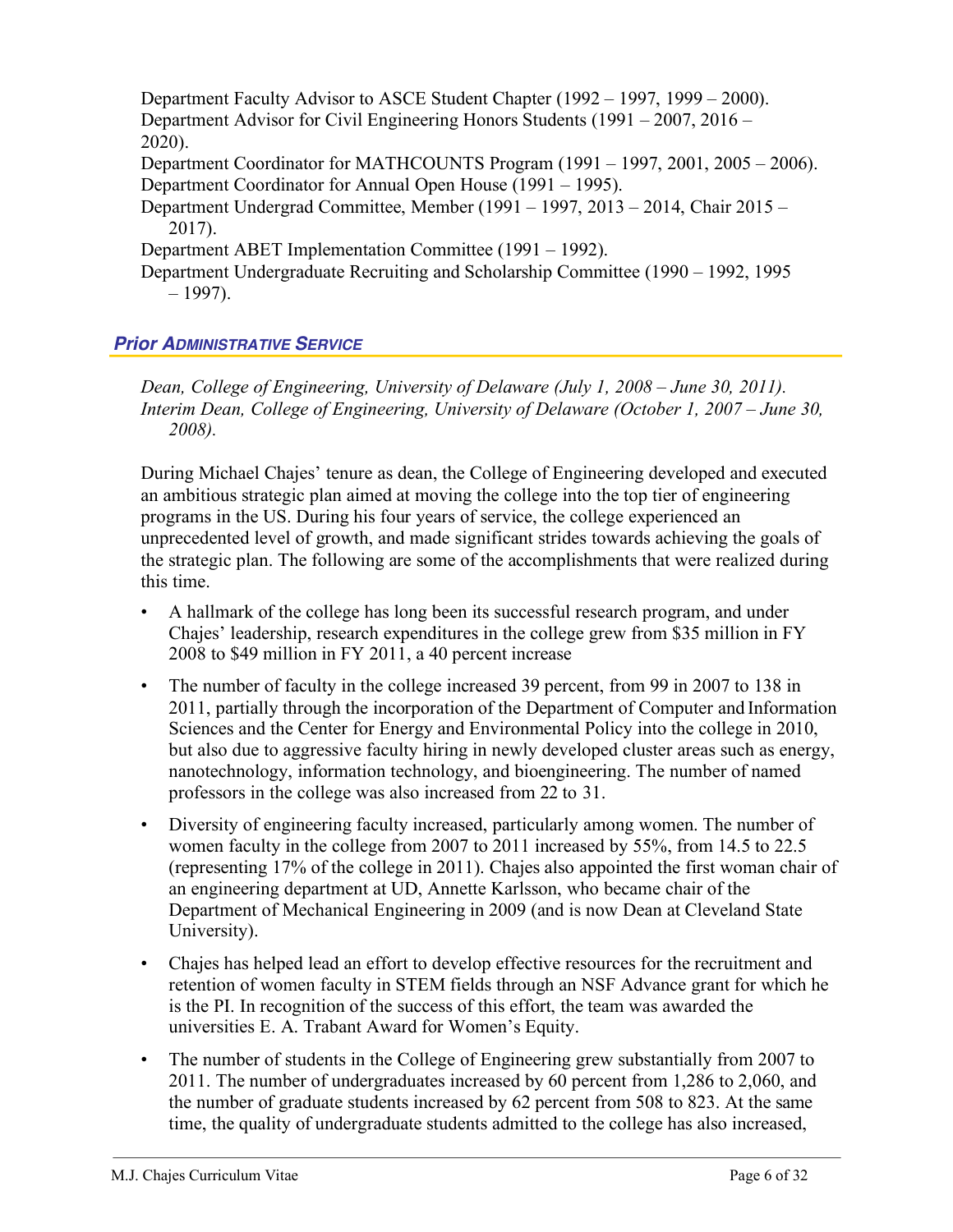Department Faculty Advisor to ASCE Student Chapter (1992 – 1997, 1999 – 2000).
Department Advisor for Civil Engineering Honors Students (1991 – 2007, 2016 – 2020).
Department Coordinator for MATHCOUNTS Program (1991 – 1997, 2001, 2005 – 2006).
Department Coordinator for Annual Open House (1991 – 1995).
Department Undergrad Committee, Member (1991 – 1997, 2013 – 2014, Chair 2015 – 2017).
Department ABET Implementation Committee (1991 – 1992).
Department Undergraduate Recruiting and Scholarship Committee (1990 – 1992, 1995 – 1997).

## *Prior Administrative Service*

*Dean, College of Engineering, University of Delaware (July 1, 2008 – June 30, 2011).*
*Interim Dean, College of Engineering, University of Delaware (October 1, 2007 – June 30, 2008).*

During Michael Chajes' tenure as dean, the College of Engineering developed and executed an ambitious strategic plan aimed at moving the college into the top tier of engineering programs in the US. During his four years of service, the college experienced an unprecedented level of growth, and made significant strides towards achieving the goals of the strategic plan. The following are some of the accomplishments that were realized during this time.

- A hallmark of the college has long been its successful research program, and under Chajes' leadership, research expenditures in the college grew from $35 million in FY 2008 to $49 million in FY 2011, a 40 percent increase
- The number of faculty in the college increased 39 percent, from 99 in 2007 to 138 in 2011, partially through the incorporation of the Department of Computer and Information Sciences and the Center for Energy and Environmental Policy into the college in 2010, but also due to aggressive faculty hiring in newly developed cluster areas such as energy, nanotechnology, information technology, and bioengineering. The number of named professors in the college was also increased from 22 to 31.
- Diversity of engineering faculty increased, particularly among women. The number of women faculty in the college from 2007 to 2011 increased by 55%, from 14.5 to 22.5 (representing 17% of the college in 2011). Chajes also appointed the first woman chair of an engineering department at UD, Annette Karlsson, who became chair of the Department of Mechanical Engineering in 2009 (and is now Dean at Cleveland State University).
- Chajes has helped lead an effort to develop effective resources for the recruitment and retention of women faculty in STEM fields through an NSF Advance grant for which he is the PI. In recognition of the success of this effort, the team was awarded the universities E. A. Trabant Award for Women's Equity.
- The number of students in the College of Engineering grew substantially from 2007 to 2011. The number of undergraduates increased by 60 percent from 1,286 to 2,060, and the number of graduate students increased by 62 percent from 508 to 823. At the same time, the quality of undergraduate students admitted to the college has also increased,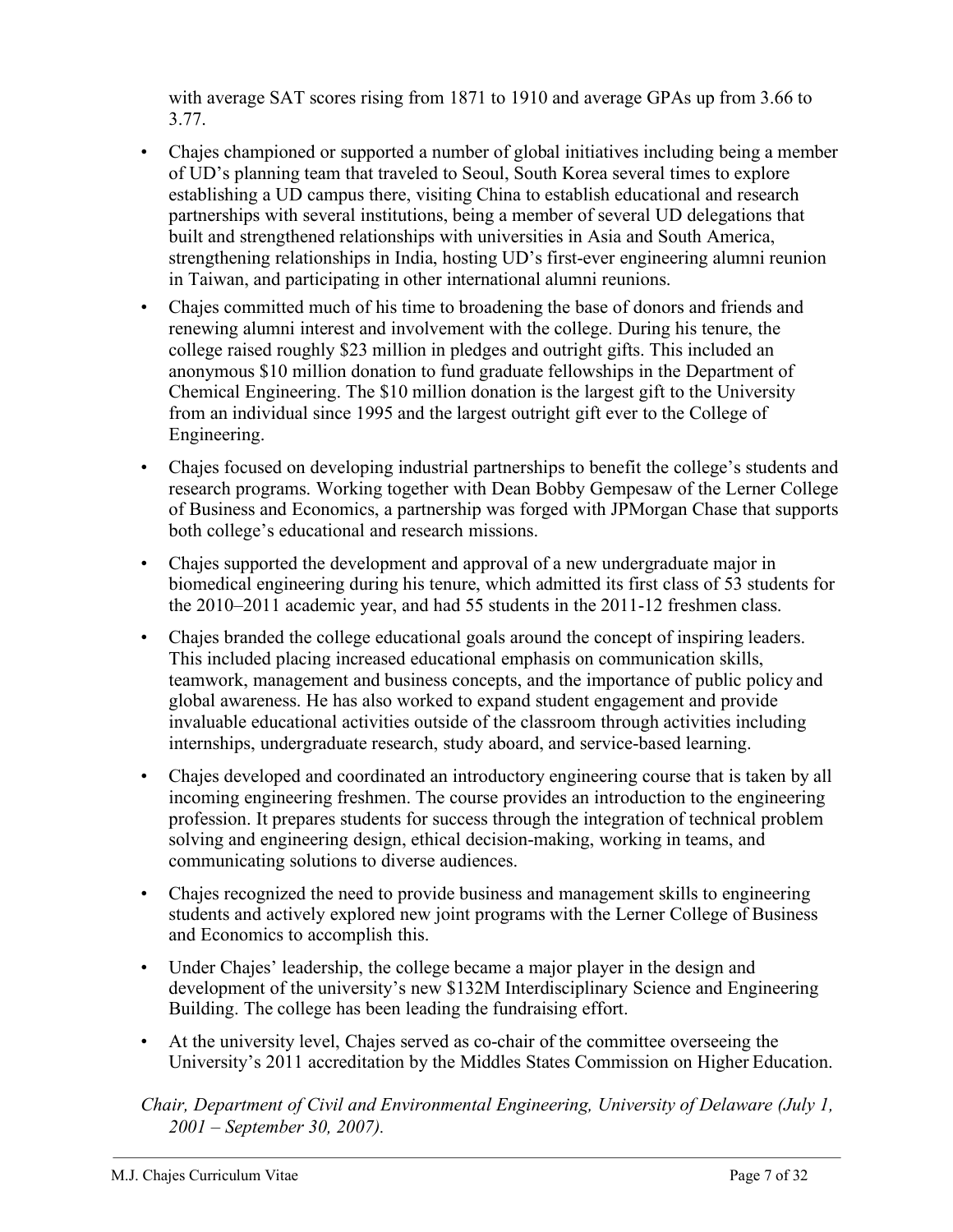with average SAT scores rising from 1871 to 1910 and average GPAs up from 3.66 to 3.77.

- Chajes championed or supported a number of global initiatives including being a member of UD's planning team that traveled to Seoul, South Korea several times to explore establishing a UD campus there, visiting China to establish educational and research partnerships with several institutions, being a member of several UD delegations that built and strengthened relationships with universities in Asia and South America, strengthening relationships in India, hosting UD's first-ever engineering alumni reunion in Taiwan, and participating in other international alumni reunions.
- Chajes committed much of his time to broadening the base of donors and friends and renewing alumni interest and involvement with the college. During his tenure, the college raised roughly $23 million in pledges and outright gifts. This included an anonymous $10 million donation to fund graduate fellowships in the Department of Chemical Engineering. The $10 million donation is the largest gift to the University from an individual since 1995 and the largest outright gift ever to the College of Engineering.
- Chajes focused on developing industrial partnerships to benefit the college's students and research programs. Working together with Dean Bobby Gempesaw of the Lerner College of Business and Economics, a partnership was forged with JPMorgan Chase that supports both college's educational and research missions.
- Chajes supported the development and approval of a new undergraduate major in biomedical engineering during his tenure, which admitted its first class of 53 students for the 2010–2011 academic year, and had 55 students in the 2011-12 freshmen class.
- Chajes branded the college educational goals around the concept of inspiring leaders. This included placing increased educational emphasis on communication skills, teamwork, management and business concepts, and the importance of public policy and global awareness. He has also worked to expand student engagement and provide invaluable educational activities outside of the classroom through activities including internships, undergraduate research, study aboard, and service-based learning.
- Chajes developed and coordinated an introductory engineering course that is taken by all incoming engineering freshmen. The course provides an introduction to the engineering profession. It prepares students for success through the integration of technical problem solving and engineering design, ethical decision-making, working in teams, and communicating solutions to diverse audiences.
- Chajes recognized the need to provide business and management skills to engineering students and actively explored new joint programs with the Lerner College of Business and Economics to accomplish this.
- Under Chajes' leadership, the college became a major player in the design and development of the university's new $132M Interdisciplinary Science and Engineering Building. The college has been leading the fundraising effort.
- At the university level, Chajes served as co-chair of the committee overseeing the University's 2011 accreditation by the Middles States Commission on Higher Education.

*Chair, Department of Civil and Environmental Engineering, University of Delaware (July 1, 2001 – September 30, 2007).*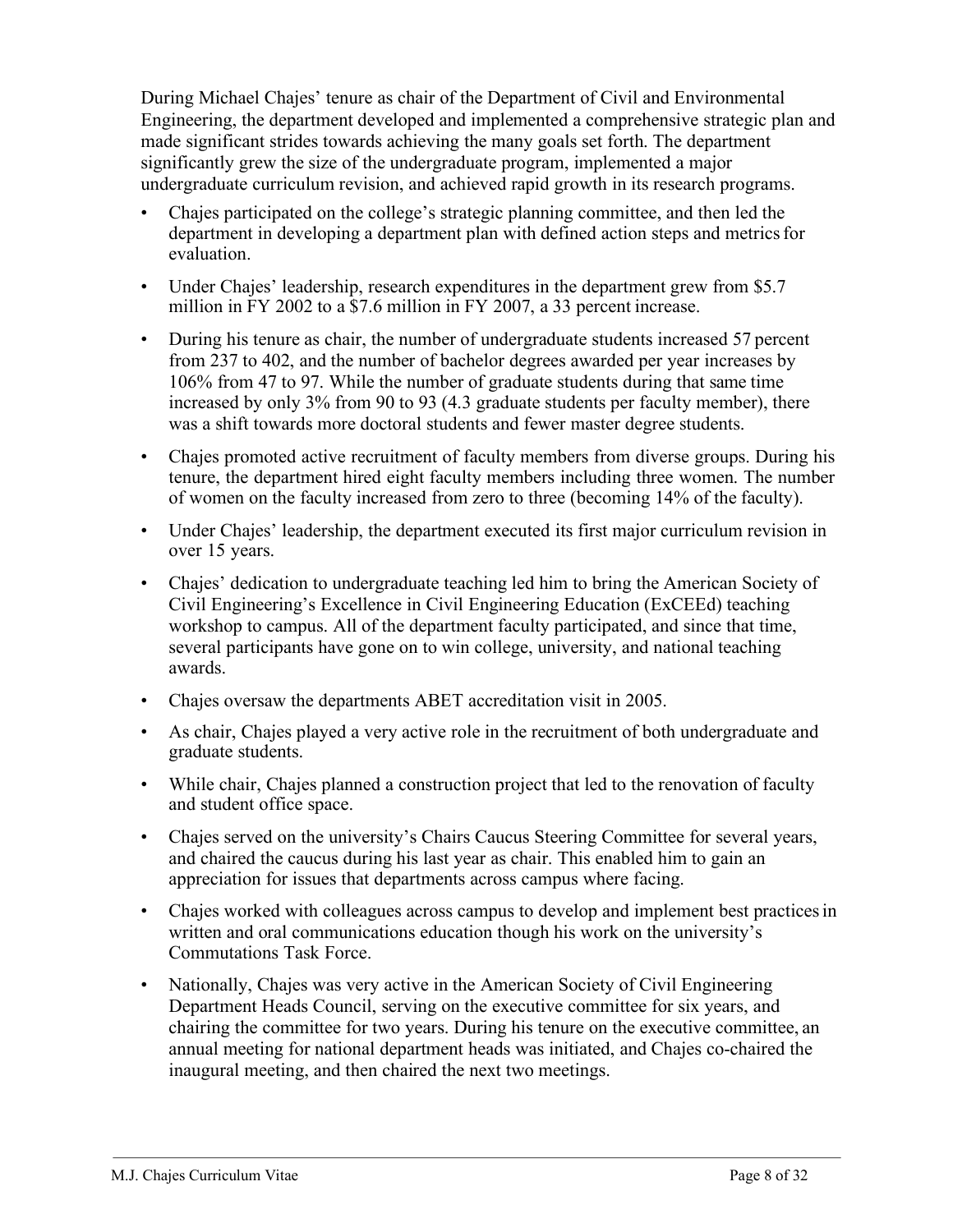During Michael Chajes' tenure as chair of the Department of Civil and Environmental Engineering, the department developed and implemented a comprehensive strategic plan and made significant strides towards achieving the many goals set forth. The department significantly grew the size of the undergraduate program, implemented a major undergraduate curriculum revision, and achieved rapid growth in its research programs.

- Chajes participated on the college's strategic planning committee, and then led the department in developing a department plan with defined action steps and metrics for evaluation.
- Under Chajes' leadership, research expenditures in the department grew from $5.7 million in FY 2002 to a $7.6 million in FY 2007, a 33 percent increase.
- During his tenure as chair, the number of undergraduate students increased 57 percent from 237 to 402, and the number of bachelor degrees awarded per year increases by 106% from 47 to 97. While the number of graduate students during that same time increased by only 3% from 90 to 93 (4.3 graduate students per faculty member), there was a shift towards more doctoral students and fewer master degree students.
- Chajes promoted active recruitment of faculty members from diverse groups. During his tenure, the department hired eight faculty members including three women. The number of women on the faculty increased from zero to three (becoming 14% of the faculty).
- Under Chajes' leadership, the department executed its first major curriculum revision in over 15 years.
- Chajes' dedication to undergraduate teaching led him to bring the American Society of Civil Engineering's Excellence in Civil Engineering Education (ExCEEd) teaching workshop to campus. All of the department faculty participated, and since that time, several participants have gone on to win college, university, and national teaching awards.
- Chajes oversaw the departments ABET accreditation visit in 2005.
- As chair, Chajes played a very active role in the recruitment of both undergraduate and graduate students.
- While chair, Chajes planned a construction project that led to the renovation of faculty and student office space.
- Chajes served on the university's Chairs Caucus Steering Committee for several years, and chaired the caucus during his last year as chair. This enabled him to gain an appreciation for issues that departments across campus where facing.
- Chajes worked with colleagues across campus to develop and implement best practices in written and oral communications education though his work on the university's Commutations Task Force.
- Nationally, Chajes was very active in the American Society of Civil Engineering Department Heads Council, serving on the executive committee for six years, and chairing the committee for two years. During his tenure on the executive committee, an annual meeting for national department heads was initiated, and Chajes co-chaired the inaugural meeting, and then chaired the next two meetings.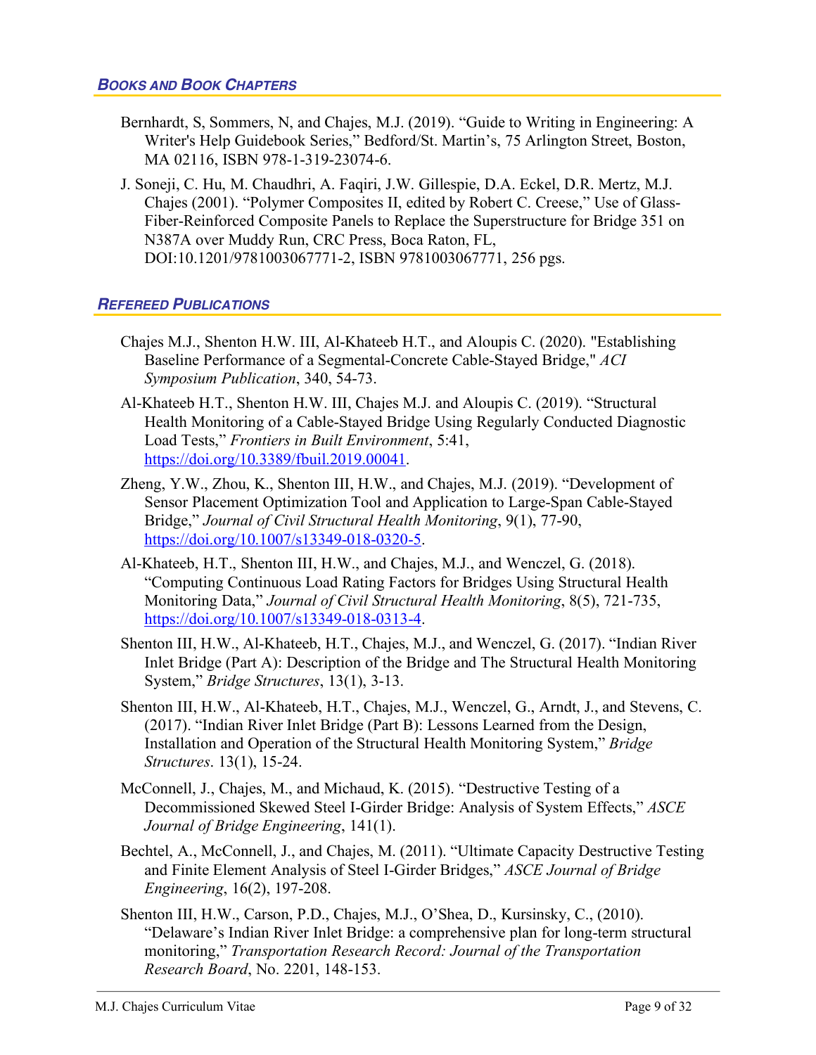## *BOOKS AND BOOK CHAPTERS*

Bernhardt, S, Sommers, N, and Chajes, M.J. (2019). "Guide to Writing in Engineering: A Writer's Help Guidebook Series," Bedford/St. Martin's, 75 Arlington Street, Boston, MA 02116, ISBN 978-1-319-23074-6.

J. Soneji, C. Hu, M. Chaudhri, A. Faqiri, J.W. Gillespie, D.A. Eckel, D.R. Mertz, M.J. Chajes (2001). "Polymer Composites II, edited by Robert C. Creese," Use of Glass-Fiber-Reinforced Composite Panels to Replace the Superstructure for Bridge 351 on N387A over Muddy Run, CRC Press, Boca Raton, FL, DOI:10.1201/9781003067771-2, ISBN 9781003067771, 256 pgs.

## *REFEREED PUBLICATIONS*

Chajes M.J., Shenton H.W. III, Al-Khateeb H.T., and Aloupis C. (2020). "Establishing Baseline Performance of a Segmental-Concrete Cable-Stayed Bridge," *ACI Symposium Publication*, 340, 54-73.

Al-Khateeb H.T., Shenton H.W. III, Chajes M.J. and Aloupis C. (2019). "Structural Health Monitoring of a Cable-Stayed Bridge Using Regularly Conducted Diagnostic Load Tests," *Frontiers in Built Environment*, 5:41, https://doi.org/10.3389/fbuil.2019.00041.

Zheng, Y.W., Zhou, K., Shenton III, H.W., and Chajes, M.J. (2019). "Development of Sensor Placement Optimization Tool and Application to Large-Span Cable-Stayed Bridge," *Journal of Civil Structural Health Monitoring*, 9(1), 77-90, https://doi.org/10.1007/s13349-018-0320-5.

Al-Khateeb, H.T., Shenton III, H.W., and Chajes, M.J., and Wenczel, G. (2018). "Computing Continuous Load Rating Factors for Bridges Using Structural Health Monitoring Data," *Journal of Civil Structural Health Monitoring*, 8(5), 721-735, https://doi.org/10.1007/s13349-018-0313-4.

Shenton III, H.W., Al-Khateeb, H.T., Chajes, M.J., and Wenczel, G. (2017). "Indian River Inlet Bridge (Part A): Description of the Bridge and The Structural Health Monitoring System," *Bridge Structures*, 13(1), 3-13.

Shenton III, H.W., Al-Khateeb, H.T., Chajes, M.J., Wenczel, G., Arndt, J., and Stevens, C. (2017). "Indian River Inlet Bridge (Part B): Lessons Learned from the Design, Installation and Operation of the Structural Health Monitoring System," *Bridge Structures*. 13(1), 15-24.

McConnell, J., Chajes, M., and Michaud, K. (2015). "Destructive Testing of a Decommissioned Skewed Steel I-Girder Bridge: Analysis of System Effects," *ASCE Journal of Bridge Engineering*, 141(1).

Bechtel, A., McConnell, J., and Chajes, M. (2011). "Ultimate Capacity Destructive Testing and Finite Element Analysis of Steel I-Girder Bridges," *ASCE Journal of Bridge Engineering*, 16(2), 197-208.

Shenton III, H.W., Carson, P.D., Chajes, M.J., O'Shea, D., Kursinsky, C., (2010). "Delaware's Indian River Inlet Bridge: a comprehensive plan for long-term structural monitoring," *Transportation Research Record: Journal of the Transportation Research Board*, No. 2201, 148-153.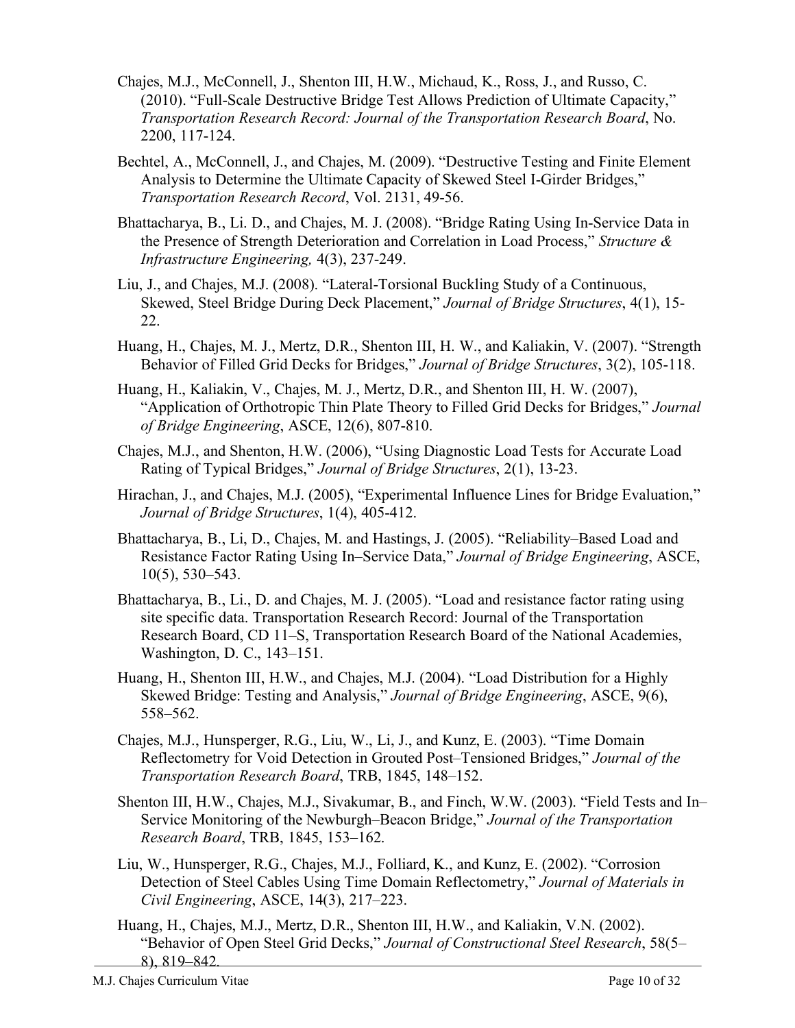Chajes, M.J., McConnell, J., Shenton III, H.W., Michaud, K., Ross, J., and Russo, C. (2010). "Full-Scale Destructive Bridge Test Allows Prediction of Ultimate Capacity," *Transportation Research Record: Journal of the Transportation Research Board*, No. 2200, 117-124.

Bechtel, A., McConnell, J., and Chajes, M. (2009). "Destructive Testing and Finite Element Analysis to Determine the Ultimate Capacity of Skewed Steel I-Girder Bridges," *Transportation Research Record*, Vol. 2131, 49-56.

Bhattacharya, B., Li. D., and Chajes, M. J. (2008). "Bridge Rating Using In-Service Data in the Presence of Strength Deterioration and Correlation in Load Process," *Structure & Infrastructure Engineering,* 4(3), 237-249.

Liu, J., and Chajes, M.J. (2008). "Lateral-Torsional Buckling Study of a Continuous, Skewed, Steel Bridge During Deck Placement," *Journal of Bridge Structures*, 4(1), 15-22.

Huang, H., Chajes, M. J., Mertz, D.R., Shenton III, H. W., and Kaliakin, V. (2007). "Strength Behavior of Filled Grid Decks for Bridges," *Journal of Bridge Structures*, 3(2), 105-118.

Huang, H., Kaliakin, V., Chajes, M. J., Mertz, D.R., and Shenton III, H. W. (2007), "Application of Orthotropic Thin Plate Theory to Filled Grid Decks for Bridges," *Journal of Bridge Engineering*, ASCE, 12(6), 807-810.

Chajes, M.J., and Shenton, H.W. (2006), "Using Diagnostic Load Tests for Accurate Load Rating of Typical Bridges," *Journal of Bridge Structures*, 2(1), 13-23.

Hirachan, J., and Chajes, M.J. (2005), "Experimental Influence Lines for Bridge Evaluation," *Journal of Bridge Structures*, 1(4), 405-412.

Bhattacharya, B., Li, D., Chajes, M. and Hastings, J. (2005). "Reliability–Based Load and Resistance Factor Rating Using In–Service Data," *Journal of Bridge Engineering*, ASCE, 10(5), 530–543.

Bhattacharya, B., Li., D. and Chajes, M. J. (2005). "Load and resistance factor rating using site specific data. Transportation Research Record: Journal of the Transportation Research Board, CD 11–S, Transportation Research Board of the National Academies, Washington, D. C., 143–151.

Huang, H., Shenton III, H.W., and Chajes, M.J. (2004). "Load Distribution for a Highly Skewed Bridge: Testing and Analysis," *Journal of Bridge Engineering*, ASCE, 9(6), 558–562.

Chajes, M.J., Hunsperger, R.G., Liu, W., Li, J., and Kunz, E. (2003). "Time Domain Reflectometry for Void Detection in Grouted Post–Tensioned Bridges," *Journal of the Transportation Research Board*, TRB, 1845, 148–152.

Shenton III, H.W., Chajes, M.J., Sivakumar, B., and Finch, W.W. (2003). "Field Tests and In–Service Monitoring of the Newburgh–Beacon Bridge," *Journal of the Transportation Research Board*, TRB, 1845, 153–162.

Liu, W., Hunsperger, R.G., Chajes, M.J., Folliard, K., and Kunz, E. (2002). "Corrosion Detection of Steel Cables Using Time Domain Reflectometry," *Journal of Materials in Civil Engineering*, ASCE, 14(3), 217–223.

Huang, H., Chajes, M.J., Mertz, D.R., Shenton III, H.W., and Kaliakin, V.N. (2002). "Behavior of Open Steel Grid Decks," *Journal of Constructional Steel Research*, 58(5–8), 819–842.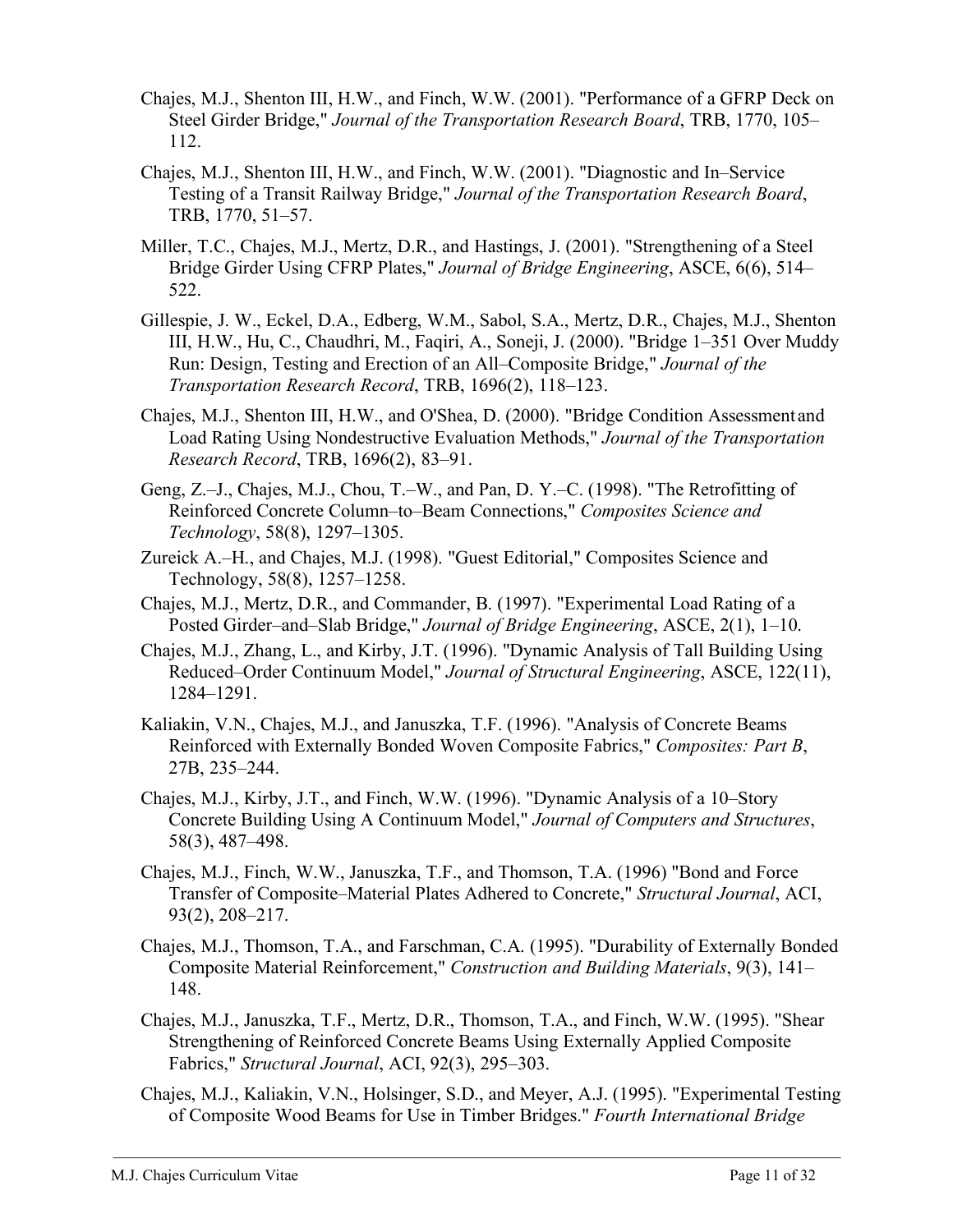Chajes, M.J., Shenton III, H.W., and Finch, W.W. (2001). "Performance of a GFRP Deck on Steel Girder Bridge," *Journal of the Transportation Research Board*, TRB, 1770, 105–112.

Chajes, M.J., Shenton III, H.W., and Finch, W.W. (2001). "Diagnostic and In–Service Testing of a Transit Railway Bridge," *Journal of the Transportation Research Board*, TRB, 1770, 51–57.

Miller, T.C., Chajes, M.J., Mertz, D.R., and Hastings, J. (2001). "Strengthening of a Steel Bridge Girder Using CFRP Plates," *Journal of Bridge Engineering*, ASCE, 6(6), 514–522.

Gillespie, J. W., Eckel, D.A., Edberg, W.M., Sabol, S.A., Mertz, D.R., Chajes, M.J., Shenton III, H.W., Hu, C., Chaudhri, M., Faqiri, A., Soneji, J. (2000). "Bridge 1–351 Over Muddy Run: Design, Testing and Erection of an All–Composite Bridge," *Journal of the Transportation Research Record*, TRB, 1696(2), 118–123.

Chajes, M.J., Shenton III, H.W., and O'Shea, D. (2000). "Bridge Condition Assessment and Load Rating Using Nondestructive Evaluation Methods," *Journal of the Transportation Research Record*, TRB, 1696(2), 83–91.

Geng, Z.–J., Chajes, M.J., Chou, T.–W., and Pan, D. Y.–C. (1998). "The Retrofitting of Reinforced Concrete Column–to–Beam Connections," *Composites Science and Technology*, 58(8), 1297–1305.

Zureick A.–H., and Chajes, M.J. (1998). "Guest Editorial," Composites Science and Technology, 58(8), 1257–1258.

Chajes, M.J., Mertz, D.R., and Commander, B. (1997). "Experimental Load Rating of a Posted Girder–and–Slab Bridge," *Journal of Bridge Engineering*, ASCE, 2(1), 1–10.

Chajes, M.J., Zhang, L., and Kirby, J.T. (1996). "Dynamic Analysis of Tall Building Using Reduced–Order Continuum Model," *Journal of Structural Engineering*, ASCE, 122(11), 1284–1291.

Kaliakin, V.N., Chajes, M.J., and Januszka, T.F. (1996). "Analysis of Concrete Beams Reinforced with Externally Bonded Woven Composite Fabrics," *Composites: Part B*, 27B, 235–244.

Chajes, M.J., Kirby, J.T., and Finch, W.W. (1996). "Dynamic Analysis of a 10–Story Concrete Building Using A Continuum Model," *Journal of Computers and Structures*, 58(3), 487–498.

Chajes, M.J., Finch, W.W., Januszka, T.F., and Thomson, T.A. (1996) "Bond and Force Transfer of Composite–Material Plates Adhered to Concrete," *Structural Journal*, ACI, 93(2), 208–217.

Chajes, M.J., Thomson, T.A., and Farschman, C.A. (1995). "Durability of Externally Bonded Composite Material Reinforcement," *Construction and Building Materials*, 9(3), 141–148.

Chajes, M.J., Januszka, T.F., Mertz, D.R., Thomson, T.A., and Finch, W.W. (1995). "Shear Strengthening of Reinforced Concrete Beams Using Externally Applied Composite Fabrics," *Structural Journal*, ACI, 92(3), 295–303.

Chajes, M.J., Kaliakin, V.N., Holsinger, S.D., and Meyer, A.J. (1995). "Experimental Testing of Composite Wood Beams for Use in Timber Bridges." *Fourth International Bridge*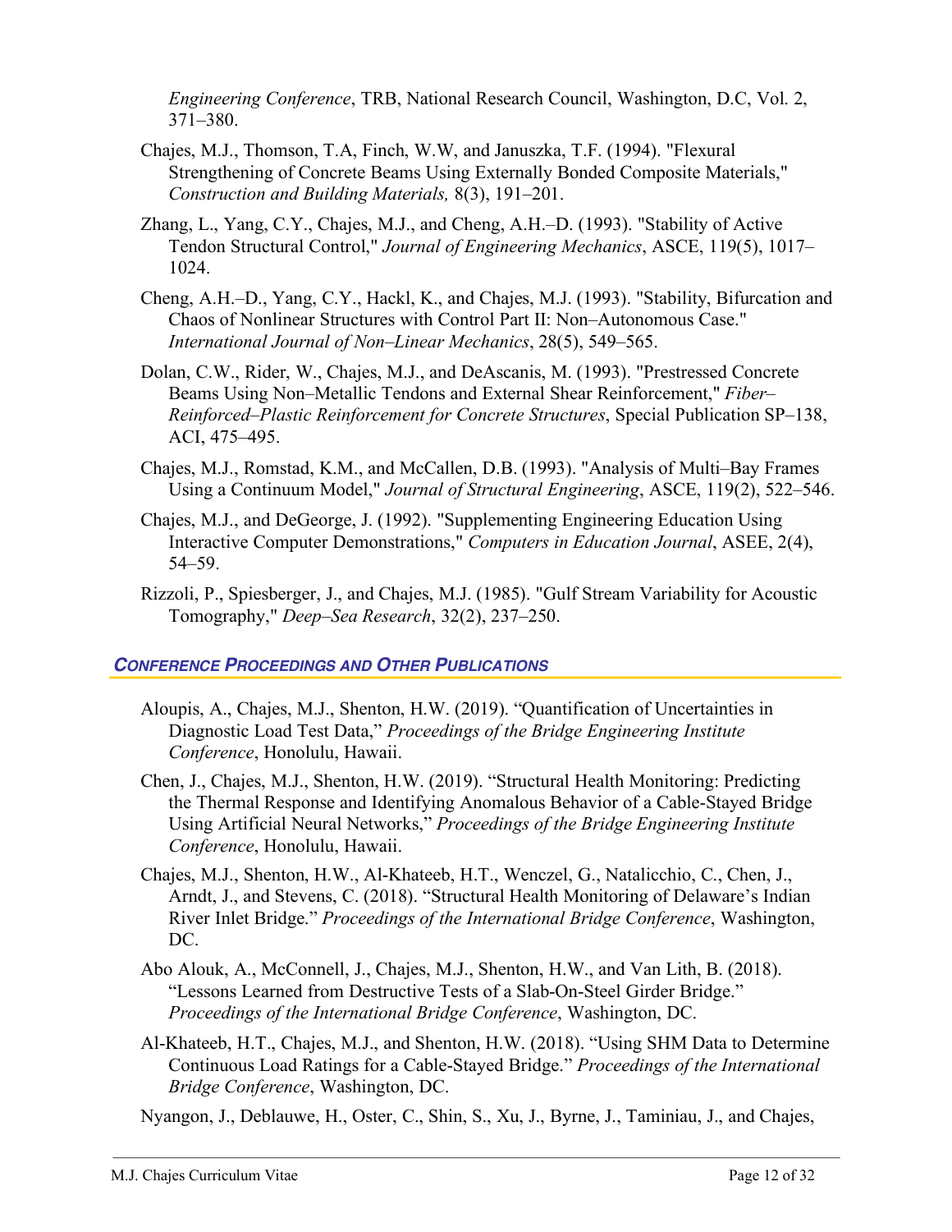*Engineering Conference*, TRB, National Research Council, Washington, D.C, Vol. 2, 371–380.

Chajes, M.J., Thomson, T.A, Finch, W.W, and Januszka, T.F. (1994). "Flexural Strengthening of Concrete Beams Using Externally Bonded Composite Materials," *Construction and Building Materials,* 8(3), 191–201.

Zhang, L., Yang, C.Y., Chajes, M.J., and Cheng, A.H.–D. (1993). "Stability of Active Tendon Structural Control," *Journal of Engineering Mechanics*, ASCE, 119(5), 1017–1024.

Cheng, A.H.–D., Yang, C.Y., Hackl, K., and Chajes, M.J. (1993). "Stability, Bifurcation and Chaos of Nonlinear Structures with Control Part II: Non–Autonomous Case." *International Journal of Non–Linear Mechanics*, 28(5), 549–565.

Dolan, C.W., Rider, W., Chajes, M.J., and DeAscanis, M. (1993). "Prestressed Concrete Beams Using Non–Metallic Tendons and External Shear Reinforcement," *Fiber–Reinforced–Plastic Reinforcement for Concrete Structures*, Special Publication SP–138, ACI, 475–495.

Chajes, M.J., Romstad, K.M., and McCallen, D.B. (1993). "Analysis of Multi–Bay Frames Using a Continuum Model," *Journal of Structural Engineering*, ASCE, 119(2), 522–546.

Chajes, M.J., and DeGeorge, J. (1992). "Supplementing Engineering Education Using Interactive Computer Demonstrations," *Computers in Education Journal*, ASEE, 2(4), 54–59.

Rizzoli, P., Spiesberger, J., and Chajes, M.J. (1985). "Gulf Stream Variability for Acoustic Tomography," *Deep–Sea Research*, 32(2), 237–250.

## *Conference Proceedings and Other Publications*

Aloupis, A., Chajes, M.J., Shenton, H.W. (2019). "Quantification of Uncertainties in Diagnostic Load Test Data," *Proceedings of the Bridge Engineering Institute Conference*, Honolulu, Hawaii.

Chen, J., Chajes, M.J., Shenton, H.W. (2019). "Structural Health Monitoring: Predicting the Thermal Response and Identifying Anomalous Behavior of a Cable-Stayed Bridge Using Artificial Neural Networks," *Proceedings of the Bridge Engineering Institute Conference*, Honolulu, Hawaii.

Chajes, M.J., Shenton, H.W., Al-Khateeb, H.T., Wenczel, G., Natalicchio, C., Chen, J., Arndt, J., and Stevens, C. (2018). "Structural Health Monitoring of Delaware's Indian River Inlet Bridge." *Proceedings of the International Bridge Conference*, Washington, DC.

Abo Alouk, A., McConnell, J., Chajes, M.J., Shenton, H.W., and Van Lith, B. (2018). "Lessons Learned from Destructive Tests of a Slab-On-Steel Girder Bridge." *Proceedings of the International Bridge Conference*, Washington, DC.

Al-Khateeb, H.T., Chajes, M.J., and Shenton, H.W. (2018). "Using SHM Data to Determine Continuous Load Ratings for a Cable-Stayed Bridge." *Proceedings of the International Bridge Conference*, Washington, DC.

Nyangon, J., Deblauwe, H., Oster, C., Shin, S., Xu, J., Byrne, J., Taminiau, J., and Chajes,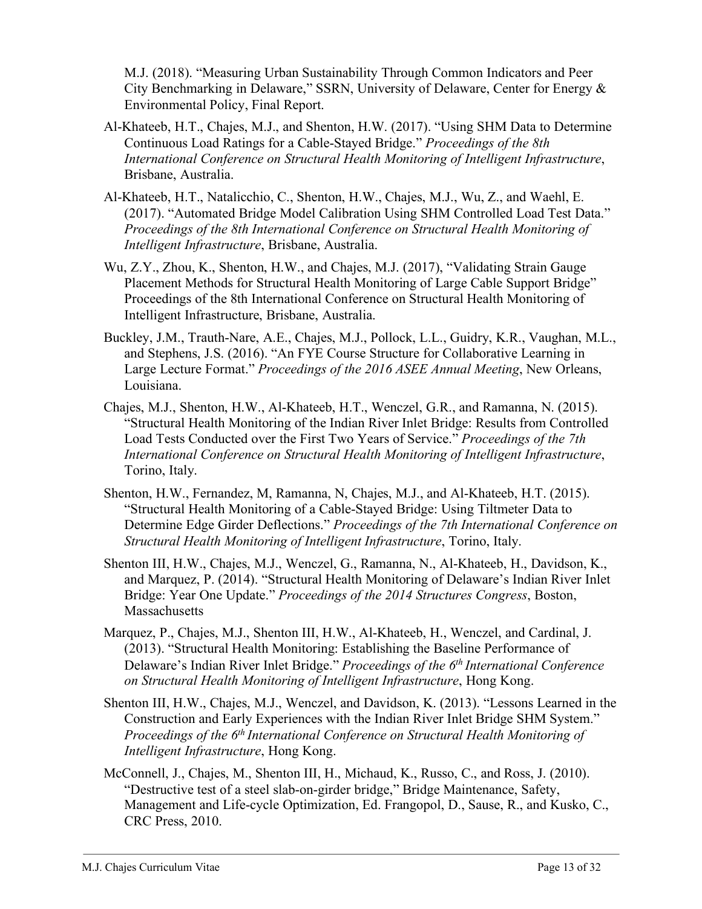M.J. (2018). "Measuring Urban Sustainability Through Common Indicators and Peer City Benchmarking in Delaware," SSRN, University of Delaware, Center for Energy & Environmental Policy, Final Report.

Al-Khateeb, H.T., Chajes, M.J., and Shenton, H.W. (2017). "Using SHM Data to Determine Continuous Load Ratings for a Cable-Stayed Bridge." *Proceedings of the 8th International Conference on Structural Health Monitoring of Intelligent Infrastructure*, Brisbane, Australia.

Al-Khateeb, H.T., Natalicchio, C., Shenton, H.W., Chajes, M.J., Wu, Z., and Waehl, E. (2017). "Automated Bridge Model Calibration Using SHM Controlled Load Test Data." *Proceedings of the 8th International Conference on Structural Health Monitoring of Intelligent Infrastructure*, Brisbane, Australia.

Wu, Z.Y., Zhou, K., Shenton, H.W., and Chajes, M.J. (2017), "Validating Strain Gauge Placement Methods for Structural Health Monitoring of Large Cable Support Bridge" Proceedings of the 8th International Conference on Structural Health Monitoring of Intelligent Infrastructure, Brisbane, Australia.

Buckley, J.M., Trauth-Nare, A.E., Chajes, M.J., Pollock, L.L., Guidry, K.R., Vaughan, M.L., and Stephens, J.S. (2016). "An FYE Course Structure for Collaborative Learning in Large Lecture Format." *Proceedings of the 2016 ASEE Annual Meeting*, New Orleans, Louisiana.

Chajes, M.J., Shenton, H.W., Al-Khateeb, H.T., Wenczel, G.R., and Ramanna, N. (2015). "Structural Health Monitoring of the Indian River Inlet Bridge: Results from Controlled Load Tests Conducted over the First Two Years of Service." *Proceedings of the 7th International Conference on Structural Health Monitoring of Intelligent Infrastructure*, Torino, Italy.

Shenton, H.W., Fernandez, M, Ramanna, N, Chajes, M.J., and Al-Khateeb, H.T. (2015). "Structural Health Monitoring of a Cable-Stayed Bridge: Using Tiltmeter Data to Determine Edge Girder Deflections." *Proceedings of the 7th International Conference on Structural Health Monitoring of Intelligent Infrastructure*, Torino, Italy.

Shenton III, H.W., Chajes, M.J., Wenczel, G., Ramanna, N., Al-Khateeb, H., Davidson, K., and Marquez, P. (2014). "Structural Health Monitoring of Delaware's Indian River Inlet Bridge: Year One Update." *Proceedings of the 2014 Structures Congress*, Boston, Massachusetts

Marquez, P., Chajes, M.J., Shenton III, H.W., Al-Khateeb, H., Wenczel, and Cardinal, J. (2013). "Structural Health Monitoring: Establishing the Baseline Performance of Delaware's Indian River Inlet Bridge." *Proceedings of the 6th International Conference on Structural Health Monitoring of Intelligent Infrastructure*, Hong Kong.

Shenton III, H.W., Chajes, M.J., Wenczel, and Davidson, K. (2013). "Lessons Learned in the Construction and Early Experiences with the Indian River Inlet Bridge SHM System." *Proceedings of the 6th International Conference on Structural Health Monitoring of Intelligent Infrastructure*, Hong Kong.

McConnell, J., Chajes, M., Shenton III, H., Michaud, K., Russo, C., and Ross, J. (2010). "Destructive test of a steel slab-on-girder bridge," Bridge Maintenance, Safety, Management and Life-cycle Optimization, Ed. Frangopol, D., Sause, R., and Kusko, C., CRC Press, 2010.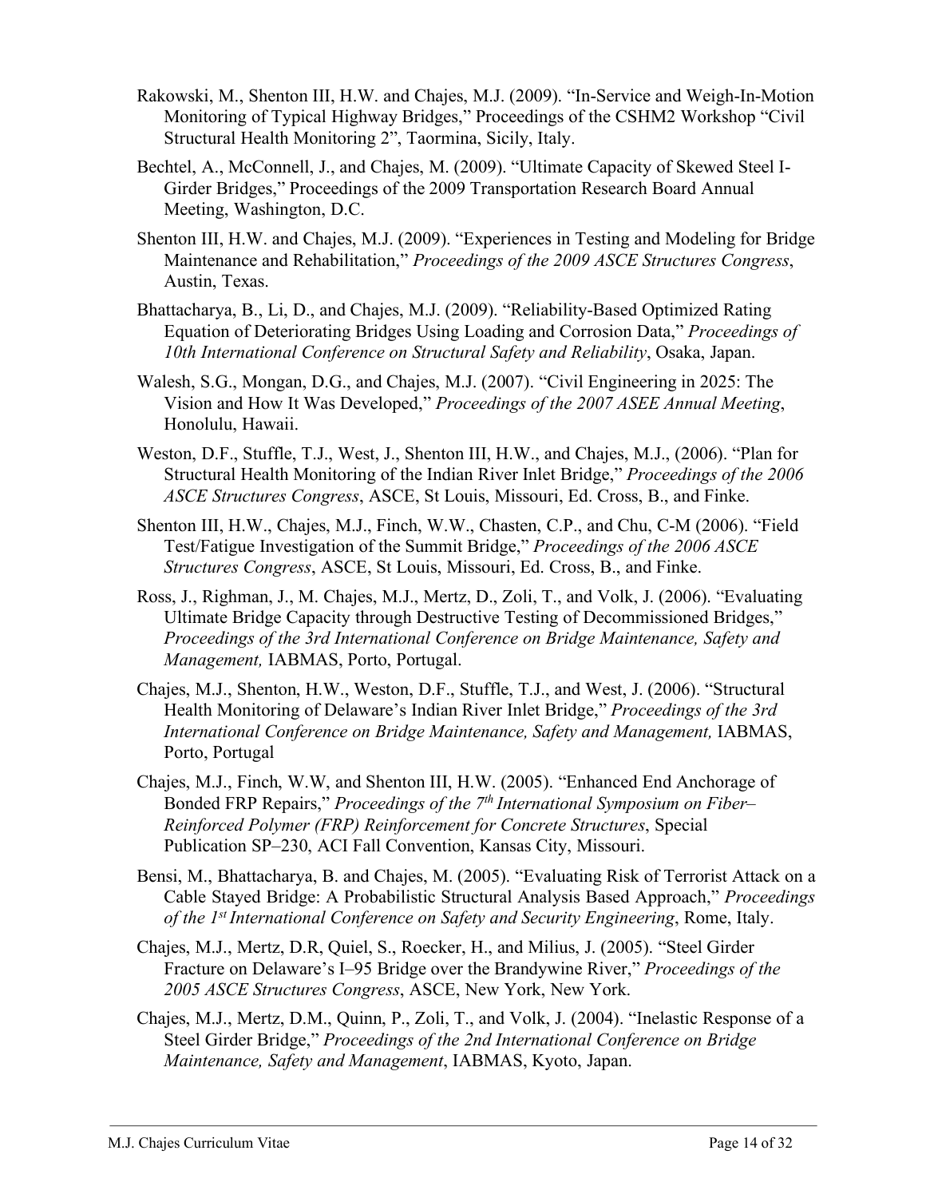Rakowski, M., Shenton III, H.W. and Chajes, M.J. (2009). "In-Service and Weigh-In-Motion Monitoring of Typical Highway Bridges," Proceedings of the CSHM2 Workshop "Civil Structural Health Monitoring 2", Taormina, Sicily, Italy.

Bechtel, A., McConnell, J., and Chajes, M. (2009). "Ultimate Capacity of Skewed Steel I-Girder Bridges," Proceedings of the 2009 Transportation Research Board Annual Meeting, Washington, D.C.

Shenton III, H.W. and Chajes, M.J. (2009). "Experiences in Testing and Modeling for Bridge Maintenance and Rehabilitation," *Proceedings of the 2009 ASCE Structures Congress*, Austin, Texas.

Bhattacharya, B., Li, D., and Chajes, M.J. (2009). "Reliability-Based Optimized Rating Equation of Deteriorating Bridges Using Loading and Corrosion Data," *Proceedings of 10th International Conference on Structural Safety and Reliability*, Osaka, Japan.

Walesh, S.G., Mongan, D.G., and Chajes, M.J. (2007). "Civil Engineering in 2025: The Vision and How It Was Developed," *Proceedings of the 2007 ASEE Annual Meeting*, Honolulu, Hawaii.

Weston, D.F., Stuffle, T.J., West, J., Shenton III, H.W., and Chajes, M.J., (2006). "Plan for Structural Health Monitoring of the Indian River Inlet Bridge," *Proceedings of the 2006 ASCE Structures Congress*, ASCE, St Louis, Missouri, Ed. Cross, B., and Finke.

Shenton III, H.W., Chajes, M.J., Finch, W.W., Chasten, C.P., and Chu, C-M (2006). "Field Test/Fatigue Investigation of the Summit Bridge," *Proceedings of the 2006 ASCE Structures Congress*, ASCE, St Louis, Missouri, Ed. Cross, B., and Finke.

Ross, J., Righman, J., M. Chajes, M.J., Mertz, D., Zoli, T., and Volk, J. (2006). "Evaluating Ultimate Bridge Capacity through Destructive Testing of Decommissioned Bridges," *Proceedings of the 3rd International Conference on Bridge Maintenance, Safety and Management,* IABMAS, Porto, Portugal.

Chajes, M.J., Shenton, H.W., Weston, D.F., Stuffle, T.J., and West, J. (2006). "Structural Health Monitoring of Delaware's Indian River Inlet Bridge," *Proceedings of the 3rd International Conference on Bridge Maintenance, Safety and Management,* IABMAS, Porto, Portugal

Chajes, M.J., Finch, W.W, and Shenton III, H.W. (2005). "Enhanced End Anchorage of Bonded FRP Repairs," *Proceedings of the 7th International Symposium on Fiber–Reinforced Polymer (FRP) Reinforcement for Concrete Structures*, Special Publication SP–230, ACI Fall Convention, Kansas City, Missouri.

Bensi, M., Bhattacharya, B. and Chajes, M. (2005). "Evaluating Risk of Terrorist Attack on a Cable Stayed Bridge: A Probabilistic Structural Analysis Based Approach," *Proceedings of the 1st International Conference on Safety and Security Engineering*, Rome, Italy.

Chajes, M.J., Mertz, D.R, Quiel, S., Roecker, H., and Milius, J. (2005). "Steel Girder Fracture on Delaware's I–95 Bridge over the Brandywine River," *Proceedings of the 2005 ASCE Structures Congress*, ASCE, New York, New York.

Chajes, M.J., Mertz, D.M., Quinn, P., Zoli, T., and Volk, J. (2004). "Inelastic Response of a Steel Girder Bridge," *Proceedings of the 2nd International Conference on Bridge Maintenance, Safety and Management*, IABMAS, Kyoto, Japan.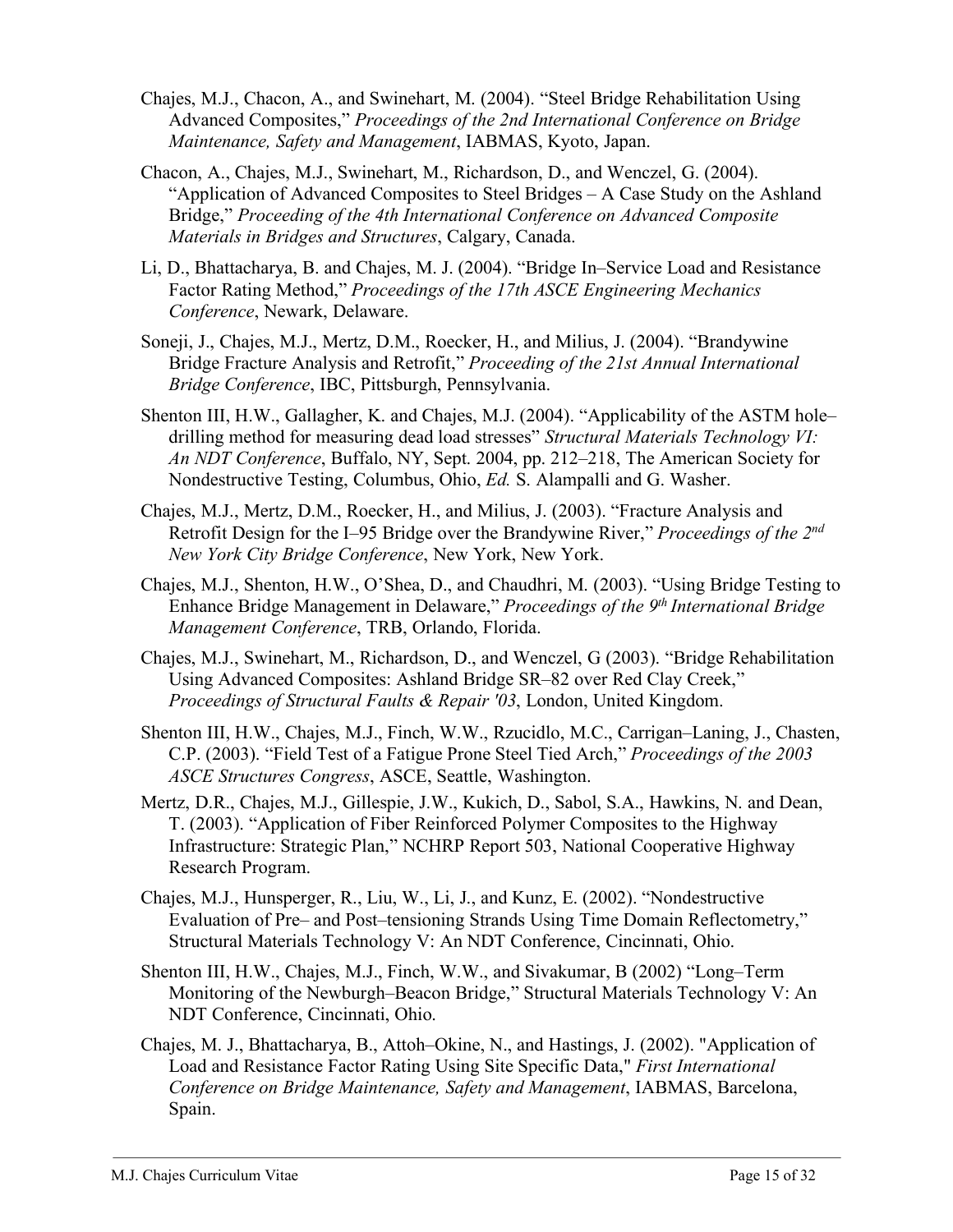Chajes, M.J., Chacon, A., and Swinehart, M. (2004). "Steel Bridge Rehabilitation Using Advanced Composites," *Proceedings of the 2nd International Conference on Bridge Maintenance, Safety and Management*, IABMAS, Kyoto, Japan.

Chacon, A., Chajes, M.J., Swinehart, M., Richardson, D., and Wenczel, G. (2004). "Application of Advanced Composites to Steel Bridges – A Case Study on the Ashland Bridge," *Proceeding of the 4th International Conference on Advanced Composite Materials in Bridges and Structures*, Calgary, Canada.

Li, D., Bhattacharya, B. and Chajes, M. J. (2004). "Bridge In–Service Load and Resistance Factor Rating Method," *Proceedings of the 17th ASCE Engineering Mechanics Conference*, Newark, Delaware.

Soneji, J., Chajes, M.J., Mertz, D.M., Roecker, H., and Milius, J. (2004). "Brandywine Bridge Fracture Analysis and Retrofit," *Proceeding of the 21st Annual International Bridge Conference*, IBC, Pittsburgh, Pennsylvania.

Shenton III, H.W., Gallagher, K. and Chajes, M.J. (2004). "Applicability of the ASTM hole–drilling method for measuring dead load stresses" *Structural Materials Technology VI: An NDT Conference*, Buffalo, NY, Sept. 2004, pp. 212–218, The American Society for Nondestructive Testing, Columbus, Ohio, *Ed.* S. Alampalli and G. Washer.

Chajes, M.J., Mertz, D.M., Roecker, H., and Milius, J. (2003). "Fracture Analysis and Retrofit Design for the I–95 Bridge over the Brandywine River," *Proceedings of the 2nd New York City Bridge Conference*, New York, New York.

Chajes, M.J., Shenton, H.W., O'Shea, D., and Chaudhri, M. (2003). "Using Bridge Testing to Enhance Bridge Management in Delaware," *Proceedings of the 9th International Bridge Management Conference*, TRB, Orlando, Florida.

Chajes, M.J., Swinehart, M., Richardson, D., and Wenczel, G (2003). "Bridge Rehabilitation Using Advanced Composites: Ashland Bridge SR–82 over Red Clay Creek," *Proceedings of Structural Faults & Repair '03*, London, United Kingdom.

Shenton III, H.W., Chajes, M.J., Finch, W.W., Rzucidlo, M.C., Carrigan–Laning, J., Chasten, C.P. (2003). "Field Test of a Fatigue Prone Steel Tied Arch," *Proceedings of the 2003 ASCE Structures Congress*, ASCE, Seattle, Washington.

Mertz, D.R., Chajes, M.J., Gillespie, J.W., Kukich, D., Sabol, S.A., Hawkins, N. and Dean, T. (2003). "Application of Fiber Reinforced Polymer Composites to the Highway Infrastructure: Strategic Plan," NCHRP Report 503, National Cooperative Highway Research Program.

Chajes, M.J., Hunsperger, R., Liu, W., Li, J., and Kunz, E. (2002). "Nondestructive Evaluation of Pre– and Post–tensioning Strands Using Time Domain Reflectometry," Structural Materials Technology V: An NDT Conference, Cincinnati, Ohio.

Shenton III, H.W., Chajes, M.J., Finch, W.W., and Sivakumar, B (2002) "Long–Term Monitoring of the Newburgh–Beacon Bridge," Structural Materials Technology V: An NDT Conference, Cincinnati, Ohio.

Chajes, M. J., Bhattacharya, B., Attoh–Okine, N., and Hastings, J. (2002). "Application of Load and Resistance Factor Rating Using Site Specific Data," *First International Conference on Bridge Maintenance, Safety and Management*, IABMAS, Barcelona, Spain.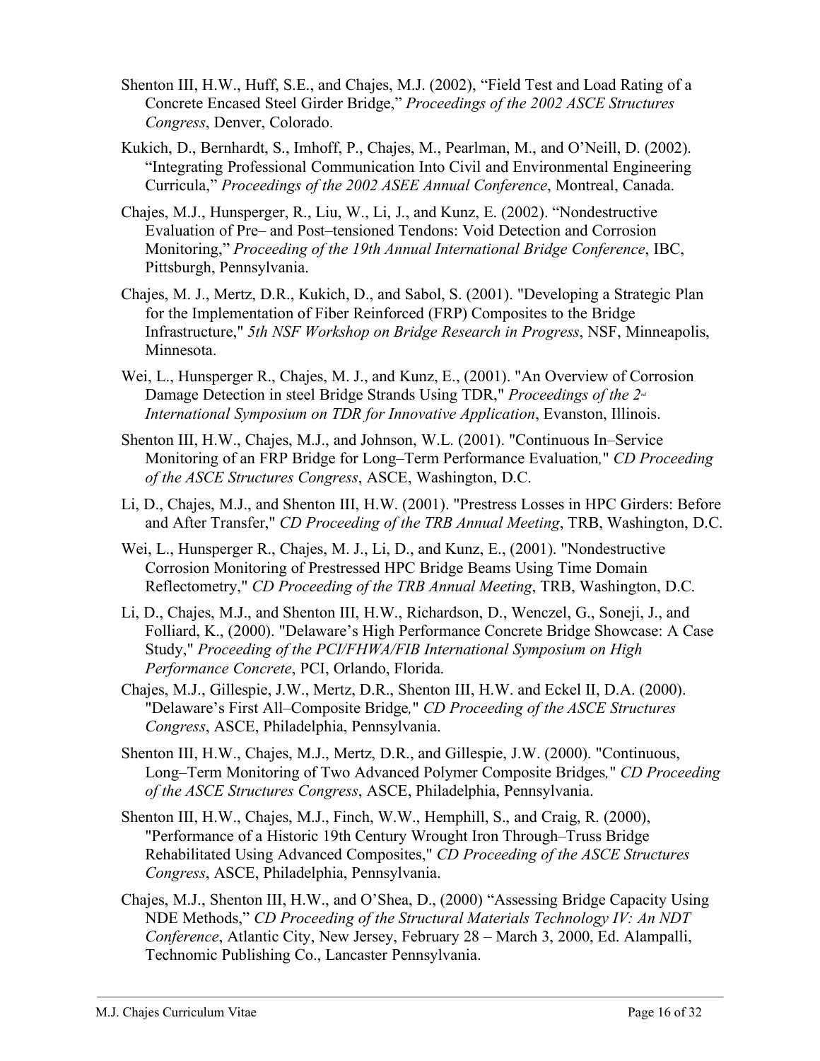Shenton III, H.W., Huff, S.E., and Chajes, M.J. (2002), "Field Test and Load Rating of a Concrete Encased Steel Girder Bridge," *Proceedings of the 2002 ASCE Structures Congress*, Denver, Colorado.

Kukich, D., Bernhardt, S., Imhoff, P., Chajes, M., Pearlman, M., and O'Neill, D. (2002). "Integrating Professional Communication Into Civil and Environmental Engineering Curricula," *Proceedings of the 2002 ASEE Annual Conference*, Montreal, Canada.

Chajes, M.J., Hunsperger, R., Liu, W., Li, J., and Kunz, E. (2002). "Nondestructive Evaluation of Pre– and Post–tensioned Tendons: Void Detection and Corrosion Monitoring," *Proceeding of the 19th Annual International Bridge Conference*, IBC, Pittsburgh, Pennsylvania.

Chajes, M. J., Mertz, D.R., Kukich, D., and Sabol, S. (2001). "Developing a Strategic Plan for the Implementation of Fiber Reinforced (FRP) Composites to the Bridge Infrastructure," *5th NSF Workshop on Bridge Research in Progress*, NSF, Minneapolis, Minnesota.

Wei, L., Hunsperger R., Chajes, M. J., and Kunz, E., (2001). "An Overview of Corrosion Damage Detection in steel Bridge Strands Using TDR," *Proceedings of the 2nd International Symposium on TDR for Innovative Application*, Evanston, Illinois.

Shenton III, H.W., Chajes, M.J., and Johnson, W.L. (2001). "Continuous In–Service Monitoring of an FRP Bridge for Long–Term Performance Evaluation," *CD Proceeding of the ASCE Structures Congress*, ASCE, Washington, D.C.

Li, D., Chajes, M.J., and Shenton III, H.W. (2001). "Prestress Losses in HPC Girders: Before and After Transfer," *CD Proceeding of the TRB Annual Meeting*, TRB, Washington, D.C.

Wei, L., Hunsperger R., Chajes, M. J., Li, D., and Kunz, E., (2001). "Nondestructive Corrosion Monitoring of Prestressed HPC Bridge Beams Using Time Domain Reflectometry," *CD Proceeding of the TRB Annual Meeting*, TRB, Washington, D.C.

Li, D., Chajes, M.J., and Shenton III, H.W., Richardson, D., Wenczel, G., Soneji, J., and Folliard, K., (2000). "Delaware's High Performance Concrete Bridge Showcase: A Case Study," *Proceeding of the PCI/FHWA/FIB International Symposium on High Performance Concrete*, PCI, Orlando, Florida.

Chajes, M.J., Gillespie, J.W., Mertz, D.R., Shenton III, H.W. and Eckel II, D.A. (2000). "Delaware's First All–Composite Bridge," *CD Proceeding of the ASCE Structures Congress*, ASCE, Philadelphia, Pennsylvania.

Shenton III, H.W., Chajes, M.J., Mertz, D.R., and Gillespie, J.W. (2000). "Continuous, Long–Term Monitoring of Two Advanced Polymer Composite Bridges," *CD Proceeding of the ASCE Structures Congress*, ASCE, Philadelphia, Pennsylvania.

Shenton III, H.W., Chajes, M.J., Finch, W.W., Hemphill, S., and Craig, R. (2000), "Performance of a Historic 19th Century Wrought Iron Through–Truss Bridge Rehabilitated Using Advanced Composites," *CD Proceeding of the ASCE Structures Congress*, ASCE, Philadelphia, Pennsylvania.

Chajes, M.J., Shenton III, H.W., and O'Shea, D., (2000) "Assessing Bridge Capacity Using NDE Methods," *CD Proceeding of the Structural Materials Technology IV: An NDT Conference*, Atlantic City, New Jersey, February 28 – March 3, 2000, Ed. Alampalli, Technomic Publishing Co., Lancaster Pennsylvania.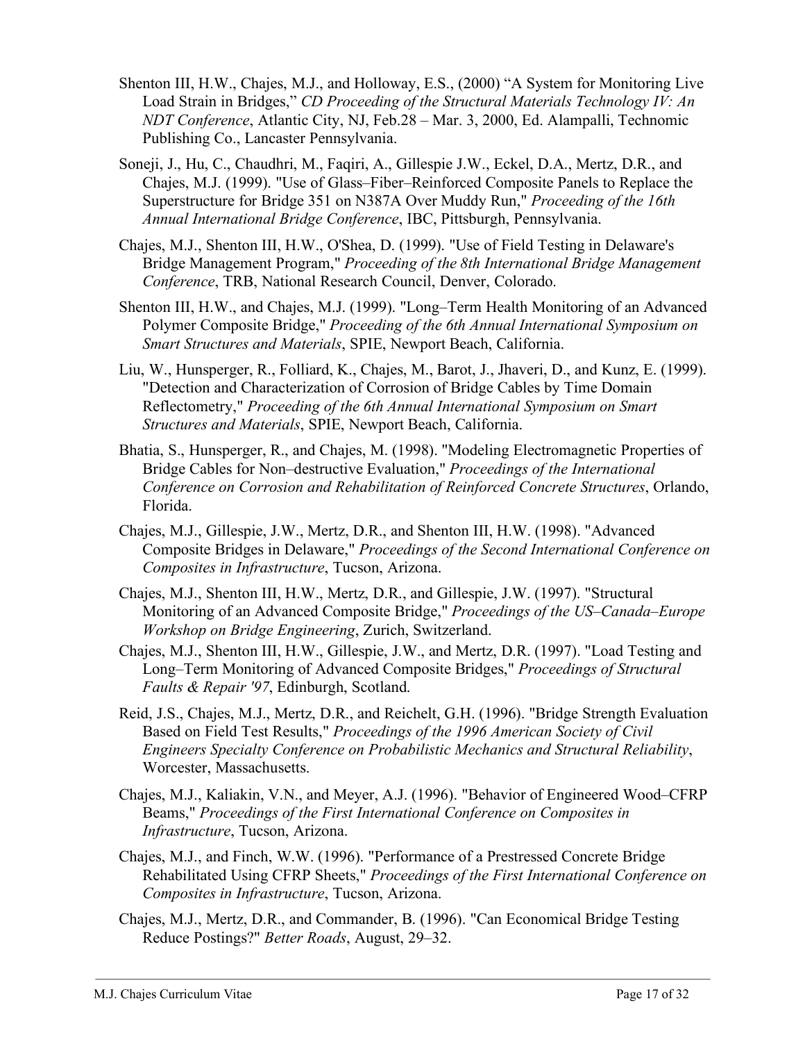Shenton III, H.W., Chajes, M.J., and Holloway, E.S., (2000) "A System for Monitoring Live Load Strain in Bridges," *CD Proceeding of the Structural Materials Technology IV: An NDT Conference*, Atlantic City, NJ, Feb.28 – Mar. 3, 2000, Ed. Alampalli, Technomic Publishing Co., Lancaster Pennsylvania.

Soneji, J., Hu, C., Chaudhri, M., Faqiri, A., Gillespie J.W., Eckel, D.A., Mertz, D.R., and Chajes, M.J. (1999). "Use of Glass–Fiber–Reinforced Composite Panels to Replace the Superstructure for Bridge 351 on N387A Over Muddy Run," *Proceeding of the 16th Annual International Bridge Conference*, IBC, Pittsburgh, Pennsylvania.

Chajes, M.J., Shenton III, H.W., O'Shea, D. (1999). "Use of Field Testing in Delaware's Bridge Management Program," *Proceeding of the 8th International Bridge Management Conference*, TRB, National Research Council, Denver, Colorado.

Shenton III, H.W., and Chajes, M.J. (1999). "Long–Term Health Monitoring of an Advanced Polymer Composite Bridge," *Proceeding of the 6th Annual International Symposium on Smart Structures and Materials*, SPIE, Newport Beach, California.

Liu, W., Hunsperger, R., Folliard, K., Chajes, M., Barot, J., Jhaveri, D., and Kunz, E. (1999). "Detection and Characterization of Corrosion of Bridge Cables by Time Domain Reflectometry," *Proceeding of the 6th Annual International Symposium on Smart Structures and Materials*, SPIE, Newport Beach, California.

Bhatia, S., Hunsperger, R., and Chajes, M. (1998). "Modeling Electromagnetic Properties of Bridge Cables for Non–destructive Evaluation," *Proceedings of the International Conference on Corrosion and Rehabilitation of Reinforced Concrete Structures*, Orlando, Florida.

Chajes, M.J., Gillespie, J.W., Mertz, D.R., and Shenton III, H.W. (1998). "Advanced Composite Bridges in Delaware," *Proceedings of the Second International Conference on Composites in Infrastructure*, Tucson, Arizona.

Chajes, M.J., Shenton III, H.W., Mertz, D.R., and Gillespie, J.W. (1997). "Structural Monitoring of an Advanced Composite Bridge," *Proceedings of the US–Canada–Europe Workshop on Bridge Engineering*, Zurich, Switzerland.

Chajes, M.J., Shenton III, H.W., Gillespie, J.W., and Mertz, D.R. (1997). "Load Testing and Long–Term Monitoring of Advanced Composite Bridges," *Proceedings of Structural Faults & Repair '97*, Edinburgh, Scotland.

Reid, J.S., Chajes, M.J., Mertz, D.R., and Reichelt, G.H. (1996). "Bridge Strength Evaluation Based on Field Test Results," *Proceedings of the 1996 American Society of Civil Engineers Specialty Conference on Probabilistic Mechanics and Structural Reliability*, Worcester, Massachusetts.

Chajes, M.J., Kaliakin, V.N., and Meyer, A.J. (1996). "Behavior of Engineered Wood–CFRP Beams," *Proceedings of the First International Conference on Composites in Infrastructure*, Tucson, Arizona.

Chajes, M.J., and Finch, W.W. (1996). "Performance of a Prestressed Concrete Bridge Rehabilitated Using CFRP Sheets," *Proceedings of the First International Conference on Composites in Infrastructure*, Tucson, Arizona.

Chajes, M.J., Mertz, D.R., and Commander, B. (1996). "Can Economical Bridge Testing Reduce Postings?" *Better Roads*, August, 29–32.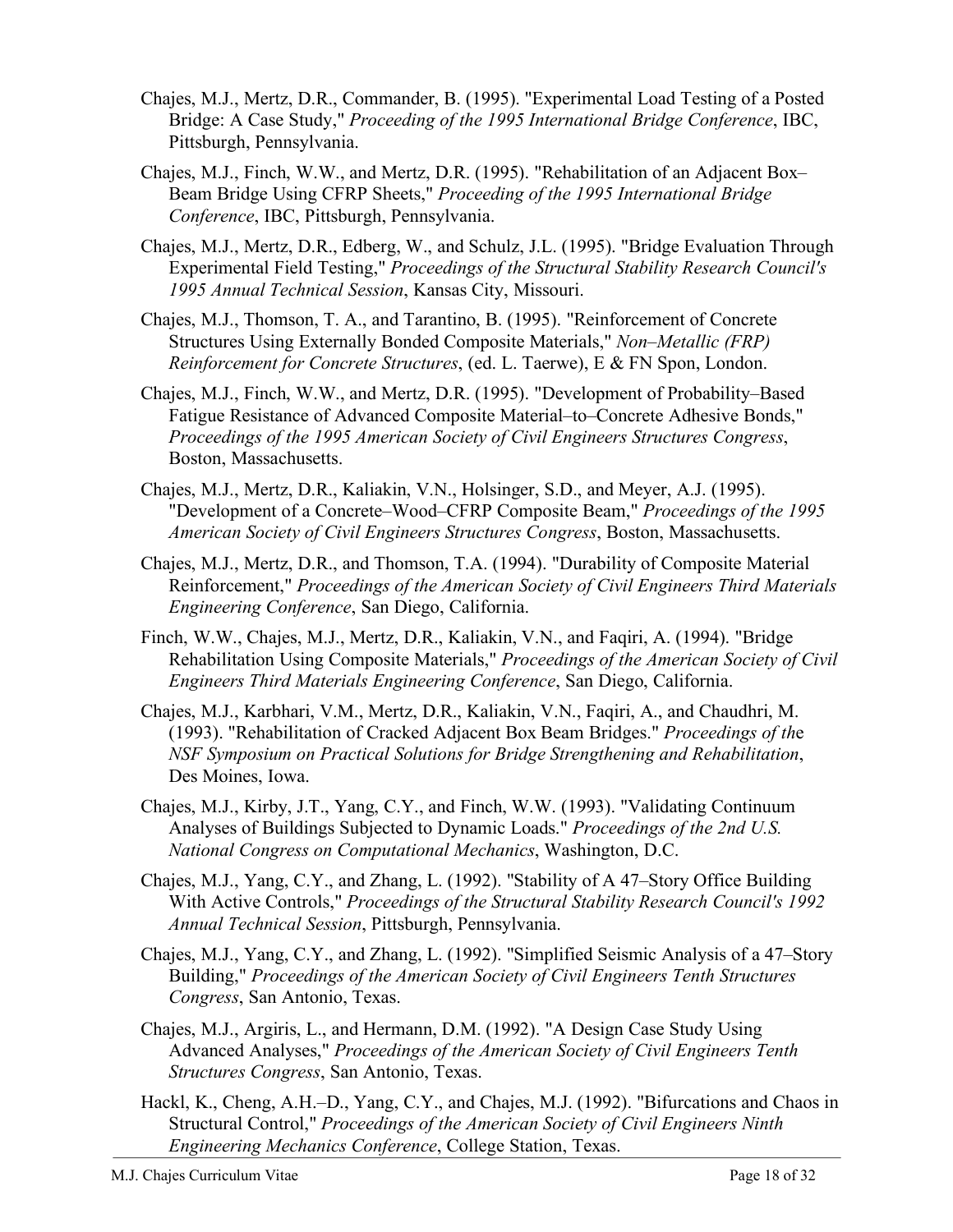Chajes, M.J., Mertz, D.R., Commander, B. (1995). "Experimental Load Testing of a Posted Bridge: A Case Study," *Proceeding of the 1995 International Bridge Conference*, IBC, Pittsburgh, Pennsylvania.

Chajes, M.J., Finch, W.W., and Mertz, D.R. (1995). "Rehabilitation of an Adjacent Box–Beam Bridge Using CFRP Sheets," *Proceeding of the 1995 International Bridge Conference*, IBC, Pittsburgh, Pennsylvania.

Chajes, M.J., Mertz, D.R., Edberg, W., and Schulz, J.L. (1995). "Bridge Evaluation Through Experimental Field Testing," *Proceedings of the Structural Stability Research Council's 1995 Annual Technical Session*, Kansas City, Missouri.

Chajes, M.J., Thomson, T. A., and Tarantino, B. (1995). "Reinforcement of Concrete Structures Using Externally Bonded Composite Materials," *Non–Metallic (FRP) Reinforcement for Concrete Structures*, (ed. L. Taerwe), E & FN Spon, London.

Chajes, M.J., Finch, W.W., and Mertz, D.R. (1995). "Development of Probability–Based Fatigue Resistance of Advanced Composite Material–to–Concrete Adhesive Bonds," *Proceedings of the 1995 American Society of Civil Engineers Structures Congress*, Boston, Massachusetts.

Chajes, M.J., Mertz, D.R., Kaliakin, V.N., Holsinger, S.D., and Meyer, A.J. (1995). "Development of a Concrete–Wood–CFRP Composite Beam," *Proceedings of the 1995 American Society of Civil Engineers Structures Congress*, Boston, Massachusetts.

Chajes, M.J., Mertz, D.R., and Thomson, T.A. (1994). "Durability of Composite Material Reinforcement," *Proceedings of the American Society of Civil Engineers Third Materials Engineering Conference*, San Diego, California.

Finch, W.W., Chajes, M.J., Mertz, D.R., Kaliakin, V.N., and Faqiri, A. (1994). "Bridge Rehabilitation Using Composite Materials," *Proceedings of the American Society of Civil Engineers Third Materials Engineering Conference*, San Diego, California.

Chajes, M.J., Karbhari, V.M., Mertz, D.R., Kaliakin, V.N., Faqiri, A., and Chaudhri, M. (1993). "Rehabilitation of Cracked Adjacent Box Beam Bridges." *Proceedings of the NSF Symposium on Practical Solutions for Bridge Strengthening and Rehabilitation*, Des Moines, Iowa.

Chajes, M.J., Kirby, J.T., Yang, C.Y., and Finch, W.W. (1993). "Validating Continuum Analyses of Buildings Subjected to Dynamic Loads." *Proceedings of the 2nd U.S. National Congress on Computational Mechanics*, Washington, D.C.

Chajes, M.J., Yang, C.Y., and Zhang, L. (1992). "Stability of A 47–Story Office Building With Active Controls," *Proceedings of the Structural Stability Research Council's 1992 Annual Technical Session*, Pittsburgh, Pennsylvania.

Chajes, M.J., Yang, C.Y., and Zhang, L. (1992). "Simplified Seismic Analysis of a 47–Story Building," *Proceedings of the American Society of Civil Engineers Tenth Structures Congress*, San Antonio, Texas.

Chajes, M.J., Argiris, L., and Hermann, D.M. (1992). "A Design Case Study Using Advanced Analyses," *Proceedings of the American Society of Civil Engineers Tenth Structures Congress*, San Antonio, Texas.

Hackl, K., Cheng, A.H.–D., Yang, C.Y., and Chajes, M.J. (1992). "Bifurcations and Chaos in Structural Control," *Proceedings of the American Society of Civil Engineers Ninth Engineering Mechanics Conference*, College Station, Texas.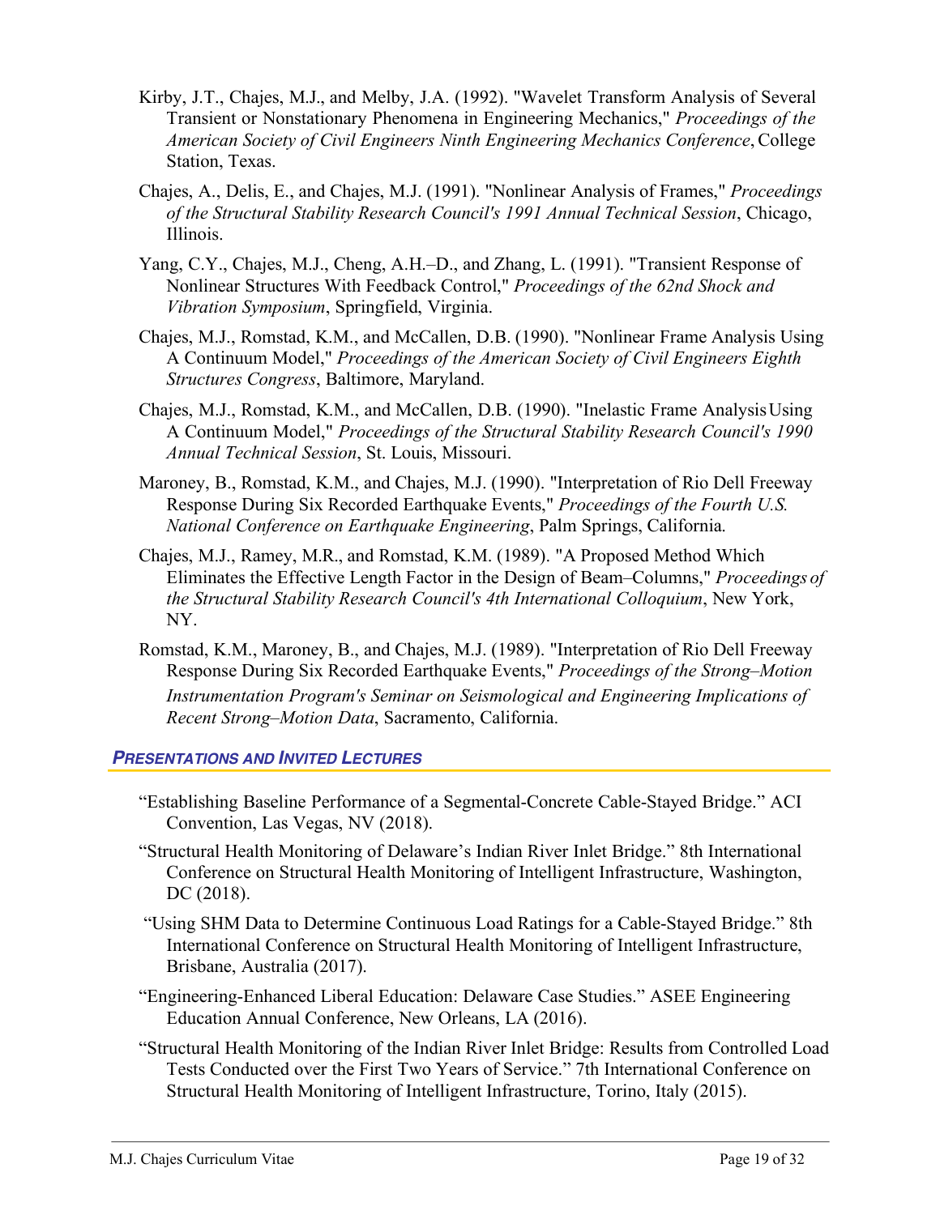Kirby, J.T., Chajes, M.J., and Melby, J.A. (1992). "Wavelet Transform Analysis of Several Transient or Nonstationary Phenomena in Engineering Mechanics," *Proceedings of the American Society of Civil Engineers Ninth Engineering Mechanics Conference*, College Station, Texas.

Chajes, A., Delis, E., and Chajes, M.J. (1991). "Nonlinear Analysis of Frames," *Proceedings of the Structural Stability Research Council's 1991 Annual Technical Session*, Chicago, Illinois.

Yang, C.Y., Chajes, M.J., Cheng, A.H.–D., and Zhang, L. (1991). "Transient Response of Nonlinear Structures With Feedback Control," *Proceedings of the 62nd Shock and Vibration Symposium*, Springfield, Virginia.

Chajes, M.J., Romstad, K.M., and McCallen, D.B. (1990). "Nonlinear Frame Analysis Using A Continuum Model," *Proceedings of the American Society of Civil Engineers Eighth Structures Congress*, Baltimore, Maryland.

Chajes, M.J., Romstad, K.M., and McCallen, D.B. (1990). "Inelastic Frame Analysis Using A Continuum Model," *Proceedings of the Structural Stability Research Council's 1990 Annual Technical Session*, St. Louis, Missouri.

Maroney, B., Romstad, K.M., and Chajes, M.J. (1990). "Interpretation of Rio Dell Freeway Response During Six Recorded Earthquake Events," *Proceedings of the Fourth U.S. National Conference on Earthquake Engineering*, Palm Springs, California.

Chajes, M.J., Ramey, M.R., and Romstad, K.M. (1989). "A Proposed Method Which Eliminates the Effective Length Factor in the Design of Beam–Columns," *Proceedings of the Structural Stability Research Council's 4th International Colloquium*, New York, NY.

Romstad, K.M., Maroney, B., and Chajes, M.J. (1989). "Interpretation of Rio Dell Freeway Response During Six Recorded Earthquake Events," *Proceedings of the Strong–Motion Instrumentation Program's Seminar on Seismological and Engineering Implications of Recent Strong–Motion Data*, Sacramento, California.

## ***Presentations and Invited Lectures***

"Establishing Baseline Performance of a Segmental-Concrete Cable-Stayed Bridge." ACI Convention, Las Vegas, NV (2018).

"Structural Health Monitoring of Delaware's Indian River Inlet Bridge." 8th International Conference on Structural Health Monitoring of Intelligent Infrastructure, Washington, DC (2018).

"Using SHM Data to Determine Continuous Load Ratings for a Cable-Stayed Bridge." 8th International Conference on Structural Health Monitoring of Intelligent Infrastructure, Brisbane, Australia (2017).

"Engineering-Enhanced Liberal Education: Delaware Case Studies." ASEE Engineering Education Annual Conference, New Orleans, LA (2016).

"Structural Health Monitoring of the Indian River Inlet Bridge: Results from Controlled Load Tests Conducted over the First Two Years of Service." 7th International Conference on Structural Health Monitoring of Intelligent Infrastructure, Torino, Italy (2015).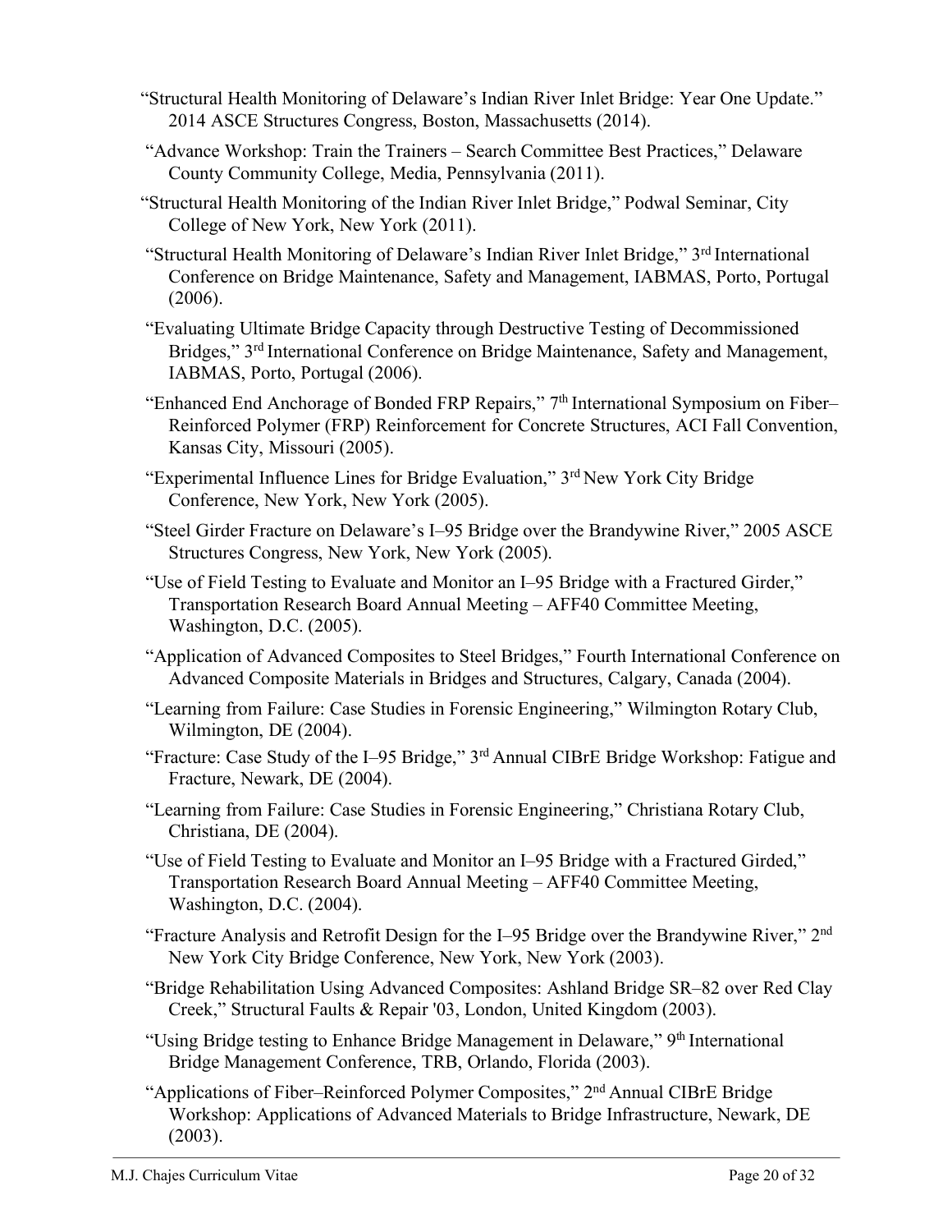"Structural Health Monitoring of Delaware's Indian River Inlet Bridge: Year One Update." 2014 ASCE Structures Congress, Boston, Massachusetts (2014).

"Advance Workshop: Train the Trainers – Search Committee Best Practices," Delaware County Community College, Media, Pennsylvania (2011).

"Structural Health Monitoring of the Indian River Inlet Bridge," Podwal Seminar, City College of New York, New York (2011).

"Structural Health Monitoring of Delaware's Indian River Inlet Bridge," 3rd International Conference on Bridge Maintenance, Safety and Management, IABMAS, Porto, Portugal (2006).

"Evaluating Ultimate Bridge Capacity through Destructive Testing of Decommissioned Bridges," 3rd International Conference on Bridge Maintenance, Safety and Management, IABMAS, Porto, Portugal (2006).

"Enhanced End Anchorage of Bonded FRP Repairs," 7th International Symposium on Fiber–Reinforced Polymer (FRP) Reinforcement for Concrete Structures, ACI Fall Convention, Kansas City, Missouri (2005).

"Experimental Influence Lines for Bridge Evaluation," 3rd New York City Bridge Conference, New York, New York (2005).

"Steel Girder Fracture on Delaware's I–95 Bridge over the Brandywine River," 2005 ASCE Structures Congress, New York, New York (2005).

"Use of Field Testing to Evaluate and Monitor an I–95 Bridge with a Fractured Girder," Transportation Research Board Annual Meeting – AFF40 Committee Meeting, Washington, D.C. (2005).

"Application of Advanced Composites to Steel Bridges," Fourth International Conference on Advanced Composite Materials in Bridges and Structures, Calgary, Canada (2004).

"Learning from Failure: Case Studies in Forensic Engineering," Wilmington Rotary Club, Wilmington, DE (2004).

"Fracture: Case Study of the I–95 Bridge," 3rd Annual CIBrE Bridge Workshop: Fatigue and Fracture, Newark, DE (2004).

"Learning from Failure: Case Studies in Forensic Engineering," Christiana Rotary Club, Christiana, DE (2004).

"Use of Field Testing to Evaluate and Monitor an I–95 Bridge with a Fractured Girded," Transportation Research Board Annual Meeting – AFF40 Committee Meeting, Washington, D.C. (2004).

"Fracture Analysis and Retrofit Design for the I–95 Bridge over the Brandywine River," 2nd New York City Bridge Conference, New York, New York (2003).

"Bridge Rehabilitation Using Advanced Composites: Ashland Bridge SR–82 over Red Clay Creek," Structural Faults & Repair '03, London, United Kingdom (2003).

"Using Bridge testing to Enhance Bridge Management in Delaware," 9th International Bridge Management Conference, TRB, Orlando, Florida (2003).

"Applications of Fiber–Reinforced Polymer Composites," 2nd Annual CIBrE Bridge Workshop: Applications of Advanced Materials to Bridge Infrastructure, Newark, DE (2003).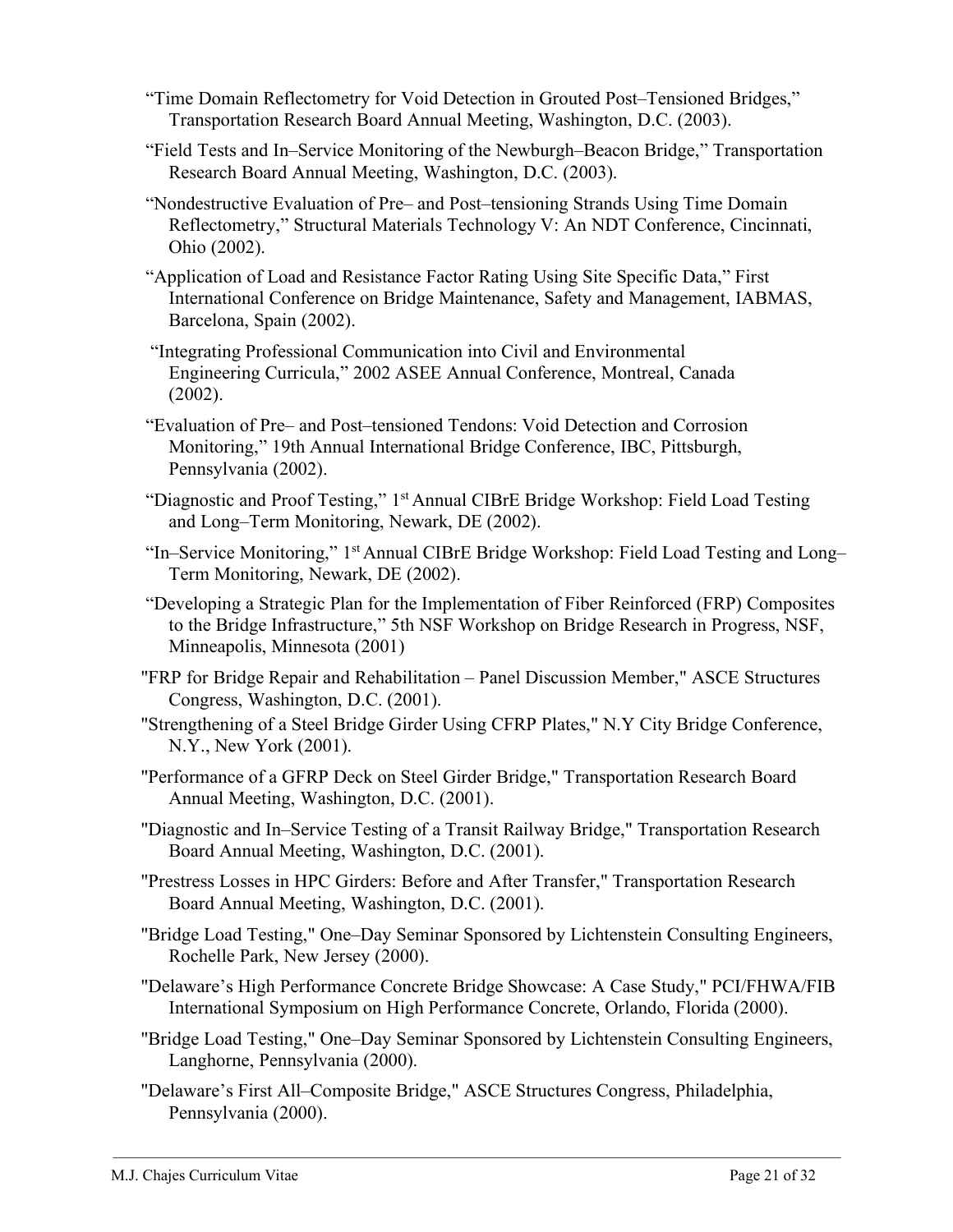"Time Domain Reflectometry for Void Detection in Grouted Post–Tensioned Bridges," Transportation Research Board Annual Meeting, Washington, D.C. (2003).

"Field Tests and In–Service Monitoring of the Newburgh–Beacon Bridge," Transportation Research Board Annual Meeting, Washington, D.C. (2003).

"Nondestructive Evaluation of Pre– and Post–tensioning Strands Using Time Domain Reflectometry," Structural Materials Technology V: An NDT Conference, Cincinnati, Ohio (2002).

"Application of Load and Resistance Factor Rating Using Site Specific Data," First International Conference on Bridge Maintenance, Safety and Management, IABMAS, Barcelona, Spain (2002).

"Integrating Professional Communication into Civil and Environmental Engineering Curricula," 2002 ASEE Annual Conference, Montreal, Canada (2002).

"Evaluation of Pre– and Post–tensioned Tendons: Void Detection and Corrosion Monitoring," 19th Annual International Bridge Conference, IBC, Pittsburgh, Pennsylvania (2002).

"Diagnostic and Proof Testing," 1st Annual CIBrE Bridge Workshop: Field Load Testing and Long–Term Monitoring, Newark, DE (2002).

"In–Service Monitoring," 1st Annual CIBrE Bridge Workshop: Field Load Testing and Long–Term Monitoring, Newark, DE (2002).

"Developing a Strategic Plan for the Implementation of Fiber Reinforced (FRP) Composites to the Bridge Infrastructure," 5th NSF Workshop on Bridge Research in Progress, NSF, Minneapolis, Minnesota (2001)

"FRP for Bridge Repair and Rehabilitation – Panel Discussion Member," ASCE Structures Congress, Washington, D.C. (2001).

"Strengthening of a Steel Bridge Girder Using CFRP Plates," N.Y City Bridge Conference, N.Y., New York (2001).

"Performance of a GFRP Deck on Steel Girder Bridge," Transportation Research Board Annual Meeting, Washington, D.C. (2001).

"Diagnostic and In–Service Testing of a Transit Railway Bridge," Transportation Research Board Annual Meeting, Washington, D.C. (2001).

"Prestress Losses in HPC Girders: Before and After Transfer," Transportation Research Board Annual Meeting, Washington, D.C. (2001).

"Bridge Load Testing," One–Day Seminar Sponsored by Lichtenstein Consulting Engineers, Rochelle Park, New Jersey (2000).

"Delaware's High Performance Concrete Bridge Showcase: A Case Study," PCI/FHWA/FIB International Symposium on High Performance Concrete, Orlando, Florida (2000).

"Bridge Load Testing," One–Day Seminar Sponsored by Lichtenstein Consulting Engineers, Langhorne, Pennsylvania (2000).

"Delaware's First All–Composite Bridge," ASCE Structures Congress, Philadelphia, Pennsylvania (2000).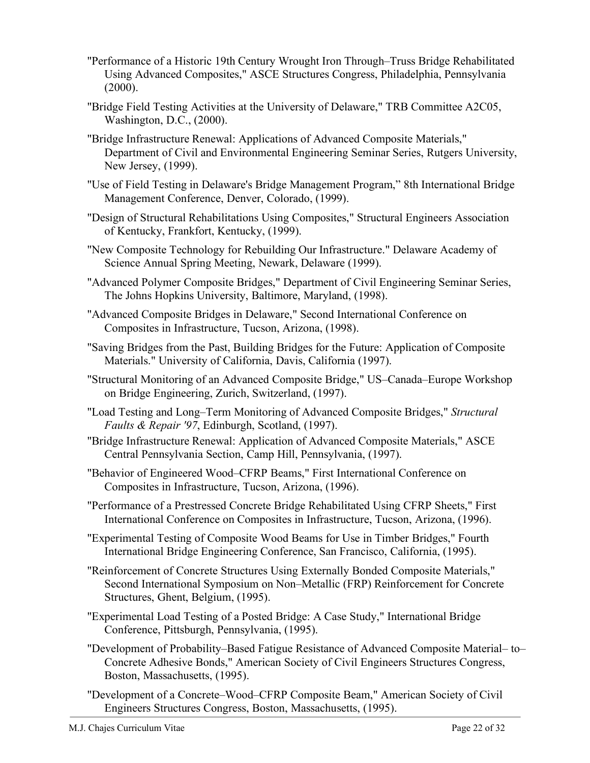"Performance of a Historic 19th Century Wrought Iron Through–Truss Bridge Rehabilitated Using Advanced Composites," ASCE Structures Congress, Philadelphia, Pennsylvania (2000).

"Bridge Field Testing Activities at the University of Delaware," TRB Committee A2C05, Washington, D.C., (2000).

"Bridge Infrastructure Renewal: Applications of Advanced Composite Materials," Department of Civil and Environmental Engineering Seminar Series, Rutgers University, New Jersey, (1999).

"Use of Field Testing in Delaware's Bridge Management Program," 8th International Bridge Management Conference, Denver, Colorado, (1999).

"Design of Structural Rehabilitations Using Composites," Structural Engineers Association of Kentucky, Frankfort, Kentucky, (1999).

"New Composite Technology for Rebuilding Our Infrastructure." Delaware Academy of Science Annual Spring Meeting, Newark, Delaware (1999).

"Advanced Polymer Composite Bridges," Department of Civil Engineering Seminar Series, The Johns Hopkins University, Baltimore, Maryland, (1998).

"Advanced Composite Bridges in Delaware," Second International Conference on Composites in Infrastructure, Tucson, Arizona, (1998).

"Saving Bridges from the Past, Building Bridges for the Future: Application of Composite Materials." University of California, Davis, California (1997).

"Structural Monitoring of an Advanced Composite Bridge," US–Canada–Europe Workshop on Bridge Engineering, Zurich, Switzerland, (1997).

"Load Testing and Long–Term Monitoring of Advanced Composite Bridges," *Structural Faults & Repair '97*, Edinburgh, Scotland, (1997).

"Bridge Infrastructure Renewal: Application of Advanced Composite Materials," ASCE Central Pennsylvania Section, Camp Hill, Pennsylvania, (1997).

"Behavior of Engineered Wood–CFRP Beams," First International Conference on Composites in Infrastructure, Tucson, Arizona, (1996).

"Performance of a Prestressed Concrete Bridge Rehabilitated Using CFRP Sheets," First International Conference on Composites in Infrastructure, Tucson, Arizona, (1996).

"Experimental Testing of Composite Wood Beams for Use in Timber Bridges," Fourth International Bridge Engineering Conference, San Francisco, California, (1995).

"Reinforcement of Concrete Structures Using Externally Bonded Composite Materials," Second International Symposium on Non–Metallic (FRP) Reinforcement for Concrete Structures, Ghent, Belgium, (1995).

"Experimental Load Testing of a Posted Bridge: A Case Study," International Bridge Conference, Pittsburgh, Pennsylvania, (1995).

"Development of Probability–Based Fatigue Resistance of Advanced Composite Material– to–Concrete Adhesive Bonds," American Society of Civil Engineers Structures Congress, Boston, Massachusetts, (1995).

"Development of a Concrete–Wood–CFRP Composite Beam," American Society of Civil Engineers Structures Congress, Boston, Massachusetts, (1995).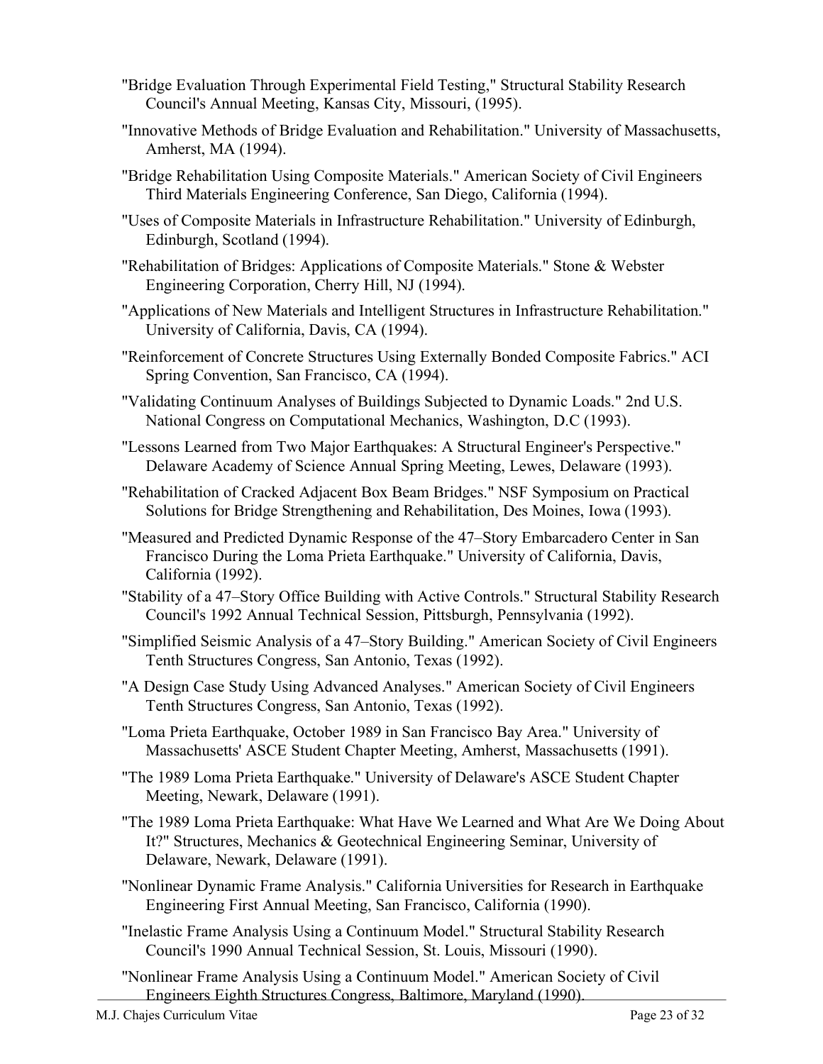"Bridge Evaluation Through Experimental Field Testing," Structural Stability Research Council's Annual Meeting, Kansas City, Missouri, (1995).

"Innovative Methods of Bridge Evaluation and Rehabilitation." University of Massachusetts, Amherst, MA (1994).

"Bridge Rehabilitation Using Composite Materials." American Society of Civil Engineers Third Materials Engineering Conference, San Diego, California (1994).

"Uses of Composite Materials in Infrastructure Rehabilitation." University of Edinburgh, Edinburgh, Scotland (1994).

"Rehabilitation of Bridges: Applications of Composite Materials." Stone & Webster Engineering Corporation, Cherry Hill, NJ (1994).

"Applications of New Materials and Intelligent Structures in Infrastructure Rehabilitation." University of California, Davis, CA (1994).

"Reinforcement of Concrete Structures Using Externally Bonded Composite Fabrics." ACI Spring Convention, San Francisco, CA (1994).

"Validating Continuum Analyses of Buildings Subjected to Dynamic Loads." 2nd U.S. National Congress on Computational Mechanics, Washington, D.C (1993).

"Lessons Learned from Two Major Earthquakes: A Structural Engineer's Perspective." Delaware Academy of Science Annual Spring Meeting, Lewes, Delaware (1993).

"Rehabilitation of Cracked Adjacent Box Beam Bridges." NSF Symposium on Practical Solutions for Bridge Strengthening and Rehabilitation, Des Moines, Iowa (1993).

"Measured and Predicted Dynamic Response of the 47–Story Embarcadero Center in San Francisco During the Loma Prieta Earthquake." University of California, Davis, California (1992).

"Stability of a 47–Story Office Building with Active Controls." Structural Stability Research Council's 1992 Annual Technical Session, Pittsburgh, Pennsylvania (1992).

"Simplified Seismic Analysis of a 47–Story Building." American Society of Civil Engineers Tenth Structures Congress, San Antonio, Texas (1992).

"A Design Case Study Using Advanced Analyses." American Society of Civil Engineers Tenth Structures Congress, San Antonio, Texas (1992).

"Loma Prieta Earthquake, October 1989 in San Francisco Bay Area." University of Massachusetts' ASCE Student Chapter Meeting, Amherst, Massachusetts (1991).

"The 1989 Loma Prieta Earthquake." University of Delaware's ASCE Student Chapter Meeting, Newark, Delaware (1991).

"The 1989 Loma Prieta Earthquake: What Have We Learned and What Are We Doing About It?" Structures, Mechanics & Geotechnical Engineering Seminar, University of Delaware, Newark, Delaware (1991).

"Nonlinear Dynamic Frame Analysis." California Universities for Research in Earthquake Engineering First Annual Meeting, San Francisco, California (1990).

"Inelastic Frame Analysis Using a Continuum Model." Structural Stability Research Council's 1990 Annual Technical Session, St. Louis, Missouri (1990).

"Nonlinear Frame Analysis Using a Continuum Model." American Society of Civil Engineers Eighth Structures Congress, Baltimore, Maryland (1990).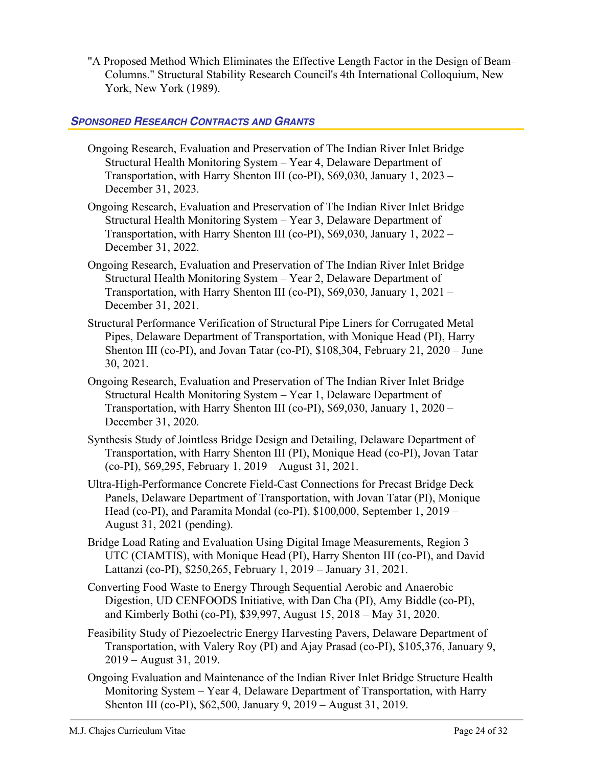"A Proposed Method Which Eliminates the Effective Length Factor in the Design of Beam–Columns." Structural Stability Research Council's 4th International Colloquium, New York, New York (1989).

## *Sponsored Research Contracts and Grants*

Ongoing Research, Evaluation and Preservation of The Indian River Inlet Bridge Structural Health Monitoring System – Year 4, Delaware Department of Transportation, with Harry Shenton III (co-PI), $69,030, January 1, 2023 – December 31, 2023.

Ongoing Research, Evaluation and Preservation of The Indian River Inlet Bridge Structural Health Monitoring System – Year 3, Delaware Department of Transportation, with Harry Shenton III (co-PI), $69,030, January 1, 2022 – December 31, 2022.

Ongoing Research, Evaluation and Preservation of The Indian River Inlet Bridge Structural Health Monitoring System – Year 2, Delaware Department of Transportation, with Harry Shenton III (co-PI), $69,030, January 1, 2021 – December 31, 2021.

Structural Performance Verification of Structural Pipe Liners for Corrugated Metal Pipes, Delaware Department of Transportation, with Monique Head (PI), Harry Shenton III (co-PI), and Jovan Tatar (co-PI), $108,304, February 21, 2020 – June 30, 2021.

Ongoing Research, Evaluation and Preservation of The Indian River Inlet Bridge Structural Health Monitoring System – Year 1, Delaware Department of Transportation, with Harry Shenton III (co-PI), $69,030, January 1, 2020 – December 31, 2020.

Synthesis Study of Jointless Bridge Design and Detailing, Delaware Department of Transportation, with Harry Shenton III (PI), Monique Head (co-PI), Jovan Tatar (co-PI), $69,295, February 1, 2019 – August 31, 2021.

Ultra-High-Performance Concrete Field-Cast Connections for Precast Bridge Deck Panels, Delaware Department of Transportation, with Jovan Tatar (PI), Monique Head (co-PI), and Paramita Mondal (co-PI), $100,000, September 1, 2019 – August 31, 2021 (pending).

Bridge Load Rating and Evaluation Using Digital Image Measurements, Region 3 UTC (CIAMTIS), with Monique Head (PI), Harry Shenton III (co-PI), and David Lattanzi (co-PI), $250,265, February 1, 2019 – January 31, 2021.

Converting Food Waste to Energy Through Sequential Aerobic and Anaerobic Digestion, UD CENFOODS Initiative, with Dan Cha (PI), Amy Biddle (co-PI), and Kimberly Bothi (co-PI), $39,997, August 15, 2018 – May 31, 2020.

Feasibility Study of Piezoelectric Energy Harvesting Pavers, Delaware Department of Transportation, with Valery Roy (PI) and Ajay Prasad (co-PI), $105,376, January 9, 2019 – August 31, 2019.

Ongoing Evaluation and Maintenance of the Indian River Inlet Bridge Structure Health Monitoring System – Year 4, Delaware Department of Transportation, with Harry Shenton III (co-PI), $62,500, January 9, 2019 – August 31, 2019.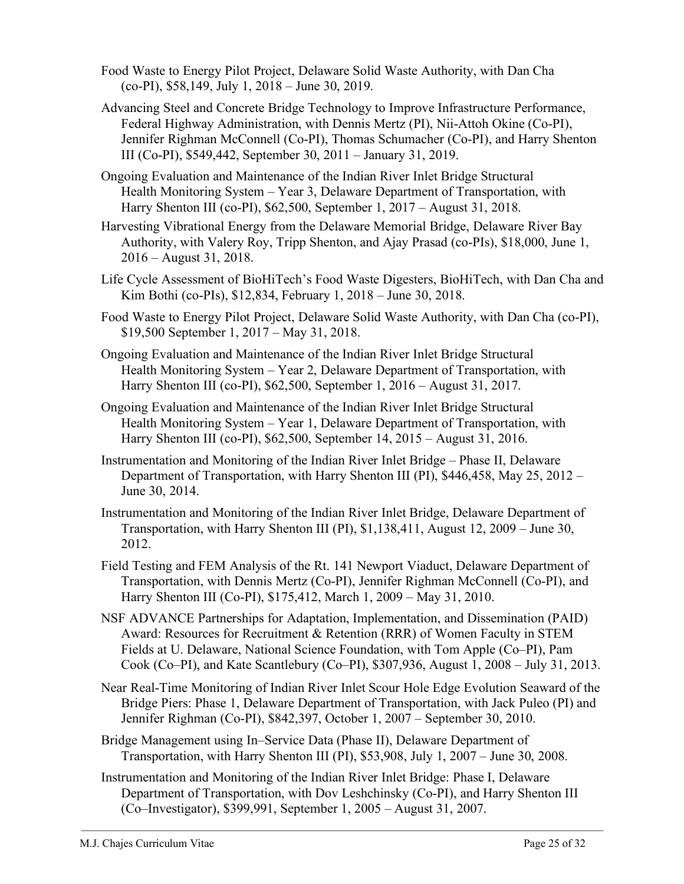Food Waste to Energy Pilot Project, Delaware Solid Waste Authority, with Dan Cha (co-PI), $58,149, July 1, 2018 – June 30, 2019.

Advancing Steel and Concrete Bridge Technology to Improve Infrastructure Performance, Federal Highway Administration, with Dennis Mertz (PI), Nii-Attoh Okine (Co-PI), Jennifer Righman McConnell (Co-PI), Thomas Schumacher (Co-PI), and Harry Shenton III (Co-PI), $549,442, September 30, 2011 – January 31, 2019.

Ongoing Evaluation and Maintenance of the Indian River Inlet Bridge Structural Health Monitoring System – Year 3, Delaware Department of Transportation, with Harry Shenton III (co-PI), $62,500, September 1, 2017 – August 31, 2018.

Harvesting Vibrational Energy from the Delaware Memorial Bridge, Delaware River Bay Authority, with Valery Roy, Tripp Shenton, and Ajay Prasad (co-PIs), $18,000, June 1, 2016 – August 31, 2018.

Life Cycle Assessment of BioHiTech's Food Waste Digesters, BioHiTech, with Dan Cha and Kim Bothi (co-PIs), $12,834, February 1, 2018 – June 30, 2018.

Food Waste to Energy Pilot Project, Delaware Solid Waste Authority, with Dan Cha (co-PI), $19,500 September 1, 2017 – May 31, 2018.

Ongoing Evaluation and Maintenance of the Indian River Inlet Bridge Structural Health Monitoring System – Year 2, Delaware Department of Transportation, with Harry Shenton III (co-PI), $62,500, September 1, 2016 – August 31, 2017.

Ongoing Evaluation and Maintenance of the Indian River Inlet Bridge Structural Health Monitoring System – Year 1, Delaware Department of Transportation, with Harry Shenton III (co-PI), $62,500, September 14, 2015 – August 31, 2016.

Instrumentation and Monitoring of the Indian River Inlet Bridge – Phase II, Delaware Department of Transportation, with Harry Shenton III (PI), $446,458, May 25, 2012 – June 30, 2014.

Instrumentation and Monitoring of the Indian River Inlet Bridge, Delaware Department of Transportation, with Harry Shenton III (PI), $1,138,411, August 12, 2009 – June 30, 2012.

Field Testing and FEM Analysis of the Rt. 141 Newport Viaduct, Delaware Department of Transportation, with Dennis Mertz (Co-PI), Jennifer Righman McConnell (Co-PI), and Harry Shenton III (Co-PI), $175,412, March 1, 2009 – May 31, 2010.

NSF ADVANCE Partnerships for Adaptation, Implementation, and Dissemination (PAID) Award: Resources for Recruitment & Retention (RRR) of Women Faculty in STEM Fields at U. Delaware, National Science Foundation, with Tom Apple (Co–PI), Pam Cook (Co–PI), and Kate Scantlebury (Co–PI), $307,936, August 1, 2008 – July 31, 2013.

Near Real-Time Monitoring of Indian River Inlet Scour Hole Edge Evolution Seaward of the Bridge Piers: Phase 1, Delaware Department of Transportation, with Jack Puleo (PI) and Jennifer Righman (Co-PI), $842,397, October 1, 2007 – September 30, 2010.

Bridge Management using In–Service Data (Phase II), Delaware Department of Transportation, with Harry Shenton III (PI), $53,908, July 1, 2007 – June 30, 2008.

Instrumentation and Monitoring of the Indian River Inlet Bridge: Phase I, Delaware Department of Transportation, with Dov Leshchinsky (Co-PI), and Harry Shenton III (Co–Investigator), $399,991, September 1, 2005 – August 31, 2007.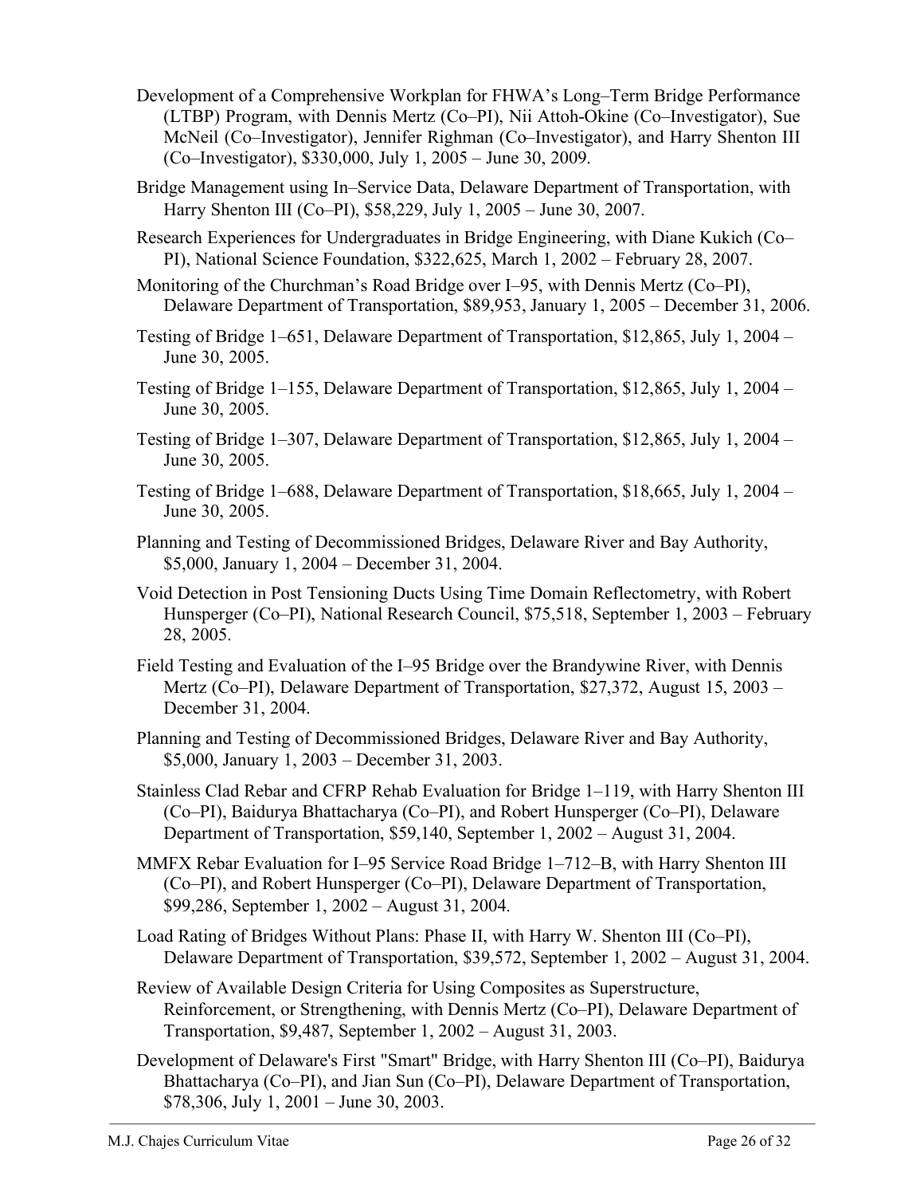Development of a Comprehensive Workplan for FHWA's Long–Term Bridge Performance (LTBP) Program, with Dennis Mertz (Co–PI), Nii Attoh-Okine (Co–Investigator), Sue McNeil (Co–Investigator), Jennifer Righman (Co–Investigator), and Harry Shenton III (Co–Investigator), $330,000, July 1, 2005 – June 30, 2009.

Bridge Management using In–Service Data, Delaware Department of Transportation, with Harry Shenton III (Co–PI), $58,229, July 1, 2005 – June 30, 2007.

Research Experiences for Undergraduates in Bridge Engineering, with Diane Kukich (Co–PI), National Science Foundation, $322,625, March 1, 2002 – February 28, 2007.

Monitoring of the Churchman's Road Bridge over I–95, with Dennis Mertz (Co–PI), Delaware Department of Transportation, $89,953, January 1, 2005 – December 31, 2006.

Testing of Bridge 1–651, Delaware Department of Transportation, $12,865, July 1, 2004 – June 30, 2005.

Testing of Bridge 1–155, Delaware Department of Transportation, $12,865, July 1, 2004 – June 30, 2005.

Testing of Bridge 1–307, Delaware Department of Transportation, $12,865, July 1, 2004 – June 30, 2005.

Testing of Bridge 1–688, Delaware Department of Transportation, $18,665, July 1, 2004 – June 30, 2005.

Planning and Testing of Decommissioned Bridges, Delaware River and Bay Authority, $5,000, January 1, 2004 – December 31, 2004.

Void Detection in Post Tensioning Ducts Using Time Domain Reflectometry, with Robert Hunsperger (Co–PI), National Research Council, $75,518, September 1, 2003 – February 28, 2005.

Field Testing and Evaluation of the I–95 Bridge over the Brandywine River, with Dennis Mertz (Co–PI), Delaware Department of Transportation, $27,372, August 15, 2003 – December 31, 2004.

Planning and Testing of Decommissioned Bridges, Delaware River and Bay Authority, $5,000, January 1, 2003 – December 31, 2003.

Stainless Clad Rebar and CFRP Rehab Evaluation for Bridge 1–119, with Harry Shenton III (Co–PI), Baidurya Bhattacharya (Co–PI), and Robert Hunsperger (Co–PI), Delaware Department of Transportation, $59,140, September 1, 2002 – August 31, 2004.

MMFX Rebar Evaluation for I–95 Service Road Bridge 1–712–B, with Harry Shenton III (Co–PI), and Robert Hunsperger (Co–PI), Delaware Department of Transportation, $99,286, September 1, 2002 – August 31, 2004.

Load Rating of Bridges Without Plans: Phase II, with Harry W. Shenton III (Co–PI), Delaware Department of Transportation, $39,572, September 1, 2002 – August 31, 2004.

Review of Available Design Criteria for Using Composites as Superstructure, Reinforcement, or Strengthening, with Dennis Mertz (Co–PI), Delaware Department of Transportation, $9,487, September 1, 2002 – August 31, 2003.

Development of Delaware's First "Smart" Bridge, with Harry Shenton III (Co–PI), Baidurya Bhattacharya (Co–PI), and Jian Sun (Co–PI), Delaware Department of Transportation, $78,306, July 1, 2001 – June 30, 2003.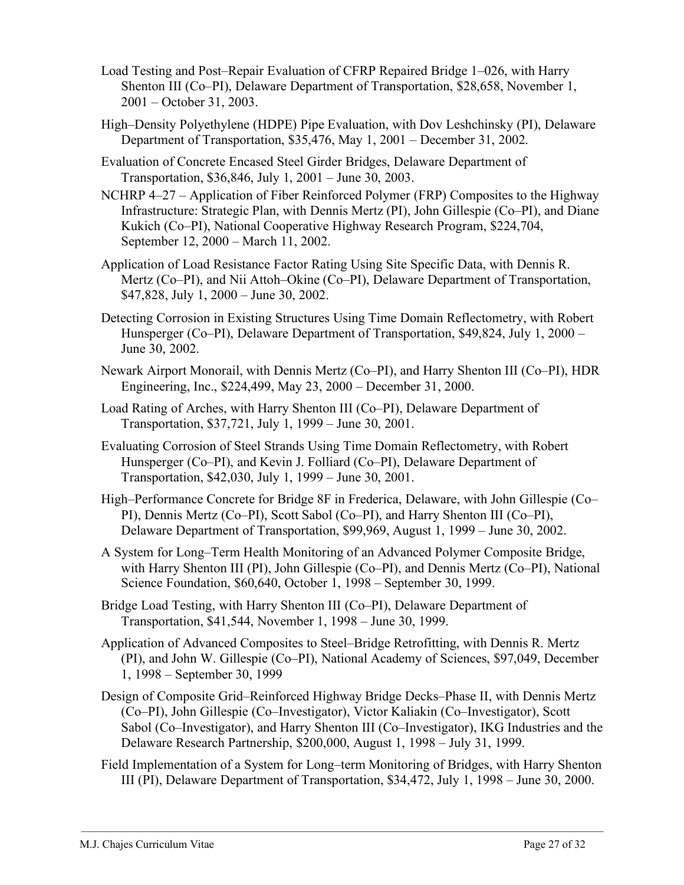Load Testing and Post–Repair Evaluation of CFRP Repaired Bridge 1–026, with Harry Shenton III (Co–PI), Delaware Department of Transportation, $28,658, November 1, 2001 – October 31, 2003.

High–Density Polyethylene (HDPE) Pipe Evaluation, with Dov Leshchinsky (PI), Delaware Department of Transportation, $35,476, May 1, 2001 – December 31, 2002.

Evaluation of Concrete Encased Steel Girder Bridges, Delaware Department of Transportation, $36,846, July 1, 2001 – June 30, 2003.

NCHRP 4–27 – Application of Fiber Reinforced Polymer (FRP) Composites to the Highway Infrastructure: Strategic Plan, with Dennis Mertz (PI), John Gillespie (Co–PI), and Diane Kukich (Co–PI), National Cooperative Highway Research Program, $224,704, September 12, 2000 – March 11, 2002.

Application of Load Resistance Factor Rating Using Site Specific Data, with Dennis R. Mertz (Co–PI), and Nii Attoh–Okine (Co–PI), Delaware Department of Transportation, $47,828, July 1, 2000 – June 30, 2002.

Detecting Corrosion in Existing Structures Using Time Domain Reflectometry, with Robert Hunsperger (Co–PI), Delaware Department of Transportation, $49,824, July 1, 2000 – June 30, 2002.

Newark Airport Monorail, with Dennis Mertz (Co–PI), and Harry Shenton III (Co–PI), HDR Engineering, Inc., $224,499, May 23, 2000 – December 31, 2000.

Load Rating of Arches, with Harry Shenton III (Co–PI), Delaware Department of Transportation, $37,721, July 1, 1999 – June 30, 2001.

Evaluating Corrosion of Steel Strands Using Time Domain Reflectometry, with Robert Hunsperger (Co–PI), and Kevin J. Folliard (Co–PI), Delaware Department of Transportation, $42,030, July 1, 1999 – June 30, 2001.

High–Performance Concrete for Bridge 8F in Frederica, Delaware, with John Gillespie (Co–PI), Dennis Mertz (Co–PI), Scott Sabol (Co–PI), and Harry Shenton III (Co–PI), Delaware Department of Transportation, $99,969, August 1, 1999 – June 30, 2002.

A System for Long–Term Health Monitoring of an Advanced Polymer Composite Bridge, with Harry Shenton III (PI), John Gillespie (Co–PI), and Dennis Mertz (Co–PI), National Science Foundation, $60,640, October 1, 1998 – September 30, 1999.

Bridge Load Testing, with Harry Shenton III (Co–PI), Delaware Department of Transportation, $41,544, November 1, 1998 – June 30, 1999.

Application of Advanced Composites to Steel–Bridge Retrofitting, with Dennis R. Mertz (PI), and John W. Gillespie (Co–PI), National Academy of Sciences, $97,049, December 1, 1998 – September 30, 1999

Design of Composite Grid–Reinforced Highway Bridge Decks–Phase II, with Dennis Mertz (Co–PI), John Gillespie (Co–Investigator), Victor Kaliakin (Co–Investigator), Scott Sabol (Co–Investigator), and Harry Shenton III (Co–Investigator), IKG Industries and the Delaware Research Partnership, $200,000, August 1, 1998 – July 31, 1999.

Field Implementation of a System for Long–term Monitoring of Bridges, with Harry Shenton III (PI), Delaware Department of Transportation, $34,472, July 1, 1998 – June 30, 2000.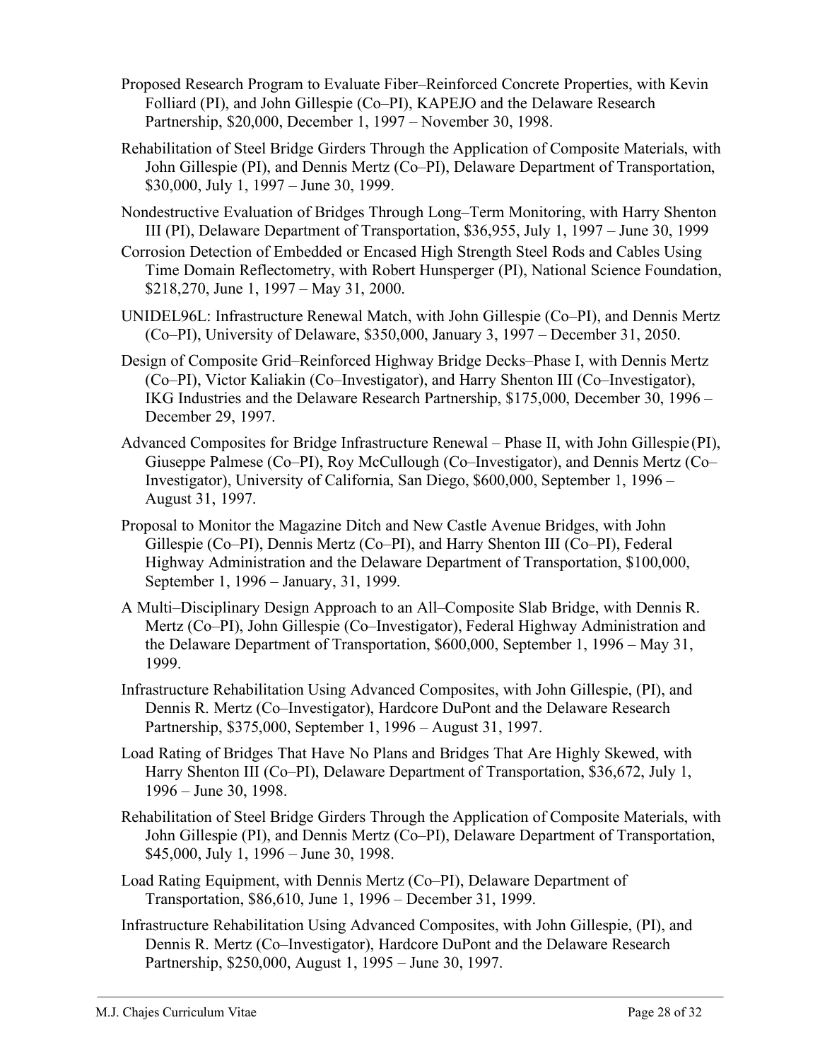Proposed Research Program to Evaluate Fiber–Reinforced Concrete Properties, with Kevin Folliard (PI), and John Gillespie (Co–PI), KAPEJO and the Delaware Research Partnership, $20,000, December 1, 1997 – November 30, 1998.

Rehabilitation of Steel Bridge Girders Through the Application of Composite Materials, with John Gillespie (PI), and Dennis Mertz (Co–PI), Delaware Department of Transportation, $30,000, July 1, 1997 – June 30, 1999.

Nondestructive Evaluation of Bridges Through Long–Term Monitoring, with Harry Shenton III (PI), Delaware Department of Transportation, $36,955, July 1, 1997 – June 30, 1999

Corrosion Detection of Embedded or Encased High Strength Steel Rods and Cables Using Time Domain Reflectometry, with Robert Hunsperger (PI), National Science Foundation, $218,270, June 1, 1997 – May 31, 2000.

UNIDEL96L: Infrastructure Renewal Match, with John Gillespie (Co–PI), and Dennis Mertz (Co–PI), University of Delaware, $350,000, January 3, 1997 – December 31, 2050.

Design of Composite Grid–Reinforced Highway Bridge Decks–Phase I, with Dennis Mertz (Co–PI), Victor Kaliakin (Co–Investigator), and Harry Shenton III (Co–Investigator), IKG Industries and the Delaware Research Partnership, $175,000, December 30, 1996 – December 29, 1997.

Advanced Composites for Bridge Infrastructure Renewal – Phase II, with John Gillespie (PI), Giuseppe Palmese (Co–PI), Roy McCullough (Co–Investigator), and Dennis Mertz (Co–Investigator), University of California, San Diego, $600,000, September 1, 1996 – August 31, 1997.

Proposal to Monitor the Magazine Ditch and New Castle Avenue Bridges, with John Gillespie (Co–PI), Dennis Mertz (Co–PI), and Harry Shenton III (Co–PI), Federal Highway Administration and the Delaware Department of Transportation, $100,000, September 1, 1996 – January, 31, 1999.

A Multi–Disciplinary Design Approach to an All–Composite Slab Bridge, with Dennis R. Mertz (Co–PI), John Gillespie (Co–Investigator), Federal Highway Administration and the Delaware Department of Transportation, $600,000, September 1, 1996 – May 31, 1999.

Infrastructure Rehabilitation Using Advanced Composites, with John Gillespie, (PI), and Dennis R. Mertz (Co–Investigator), Hardcore DuPont and the Delaware Research Partnership, $375,000, September 1, 1996 – August 31, 1997.

Load Rating of Bridges That Have No Plans and Bridges That Are Highly Skewed, with Harry Shenton III (Co–PI), Delaware Department of Transportation, $36,672, July 1, 1996 – June 30, 1998.

Rehabilitation of Steel Bridge Girders Through the Application of Composite Materials, with John Gillespie (PI), and Dennis Mertz (Co–PI), Delaware Department of Transportation, $45,000, July 1, 1996 – June 30, 1998.

Load Rating Equipment, with Dennis Mertz (Co–PI), Delaware Department of Transportation, $86,610, June 1, 1996 – December 31, 1999.

Infrastructure Rehabilitation Using Advanced Composites, with John Gillespie, (PI), and Dennis R. Mertz (Co–Investigator), Hardcore DuPont and the Delaware Research Partnership, $250,000, August 1, 1995 – June 30, 1997.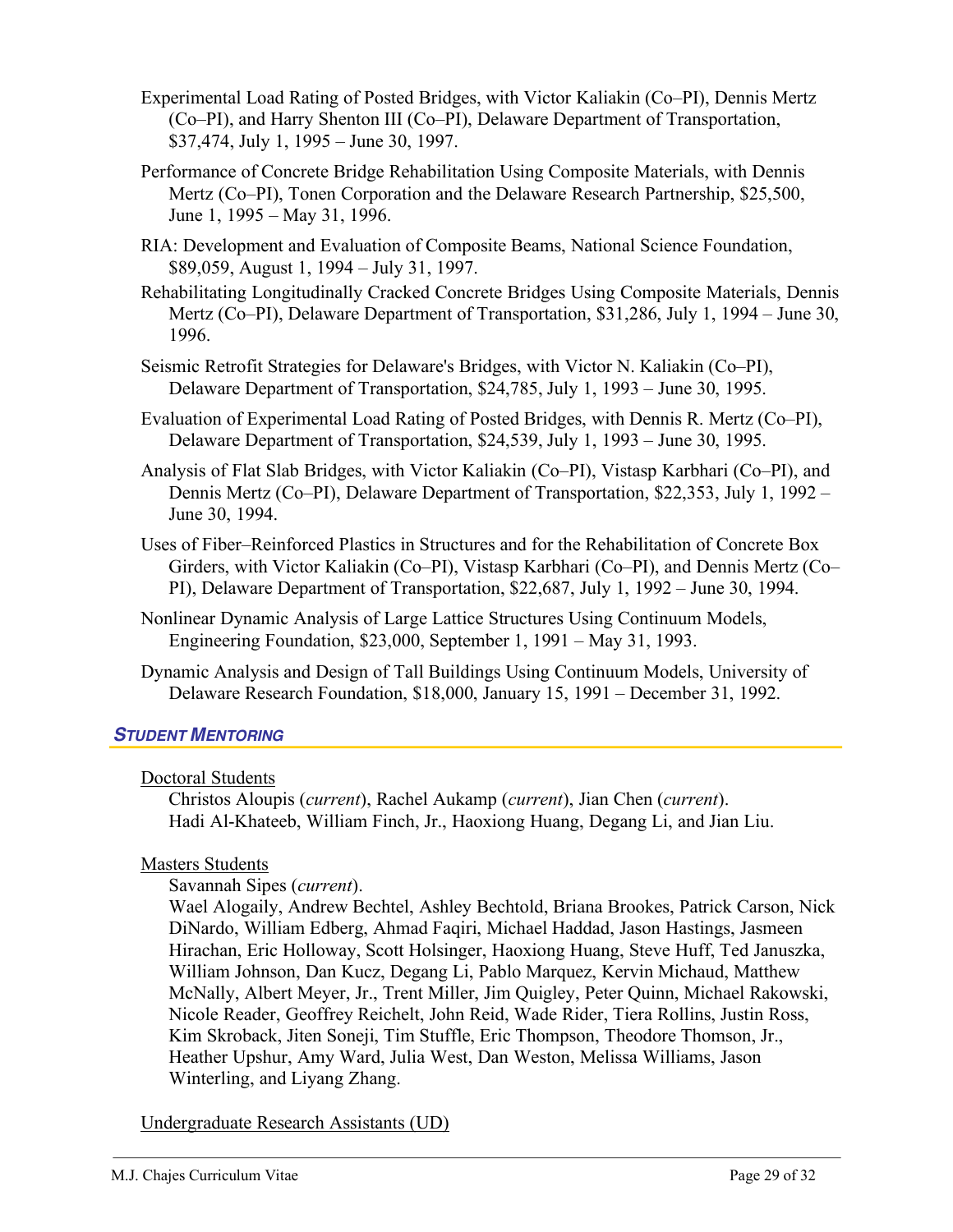Experimental Load Rating of Posted Bridges, with Victor Kaliakin (Co–PI), Dennis Mertz (Co–PI), and Harry Shenton III (Co–PI), Delaware Department of Transportation, $37,474, July 1, 1995 – June 30, 1997.

Performance of Concrete Bridge Rehabilitation Using Composite Materials, with Dennis Mertz (Co–PI), Tonen Corporation and the Delaware Research Partnership, $25,500, June 1, 1995 – May 31, 1996.

RIA: Development and Evaluation of Composite Beams, National Science Foundation, $89,059, August 1, 1994 – July 31, 1997.

Rehabilitating Longitudinally Cracked Concrete Bridges Using Composite Materials, Dennis Mertz (Co–PI), Delaware Department of Transportation, $31,286, July 1, 1994 – June 30, 1996.

Seismic Retrofit Strategies for Delaware's Bridges, with Victor N. Kaliakin (Co–PI), Delaware Department of Transportation, $24,785, July 1, 1993 – June 30, 1995.

Evaluation of Experimental Load Rating of Posted Bridges, with Dennis R. Mertz (Co–PI), Delaware Department of Transportation, $24,539, July 1, 1993 – June 30, 1995.

Analysis of Flat Slab Bridges, with Victor Kaliakin (Co–PI), Vistasp Karbhari (Co–PI), and Dennis Mertz (Co–PI), Delaware Department of Transportation, $22,353, July 1, 1992 – June 30, 1994.

Uses of Fiber–Reinforced Plastics in Structures and for the Rehabilitation of Concrete Box Girders, with Victor Kaliakin (Co–PI), Vistasp Karbhari (Co–PI), and Dennis Mertz (Co–PI), Delaware Department of Transportation, $22,687, July 1, 1992 – June 30, 1994.

Nonlinear Dynamic Analysis of Large Lattice Structures Using Continuum Models, Engineering Foundation, $23,000, September 1, 1991 – May 31, 1993.

Dynamic Analysis and Design of Tall Buildings Using Continuum Models, University of Delaware Research Foundation, $18,000, January 15, 1991 – December 31, 1992.

## *Student Mentoring*

Doctoral Students

Christos Aloupis (*current*), Rachel Aukamp (*current*), Jian Chen (*current*).
Hadi Al-Khateeb, William Finch, Jr., Haoxiong Huang, Degang Li, and Jian Liu.

Masters Students

Savannah Sipes (*current*).
Wael Alogaily, Andrew Bechtel, Ashley Bechtold, Briana Brookes, Patrick Carson, Nick DiNardo, William Edberg, Ahmad Faqiri, Michael Haddad, Jason Hastings, Jasmeen Hirachan, Eric Holloway, Scott Holsinger, Haoxiong Huang, Steve Huff, Ted Januszka, William Johnson, Dan Kucz, Degang Li, Pablo Marquez, Kervin Michaud, Matthew McNally, Albert Meyer, Jr., Trent Miller, Jim Quigley, Peter Quinn, Michael Rakowski, Nicole Reader, Geoffrey Reichelt, John Reid, Wade Rider, Tiera Rollins, Justin Ross, Kim Skroback, Jiten Soneji, Tim Stuffle, Eric Thompson, Theodore Thomson, Jr., Heather Upshur, Amy Ward, Julia West, Dan Weston, Melissa Williams, Jason Winterling, and Liyang Zhang.

Undergraduate Research Assistants (UD)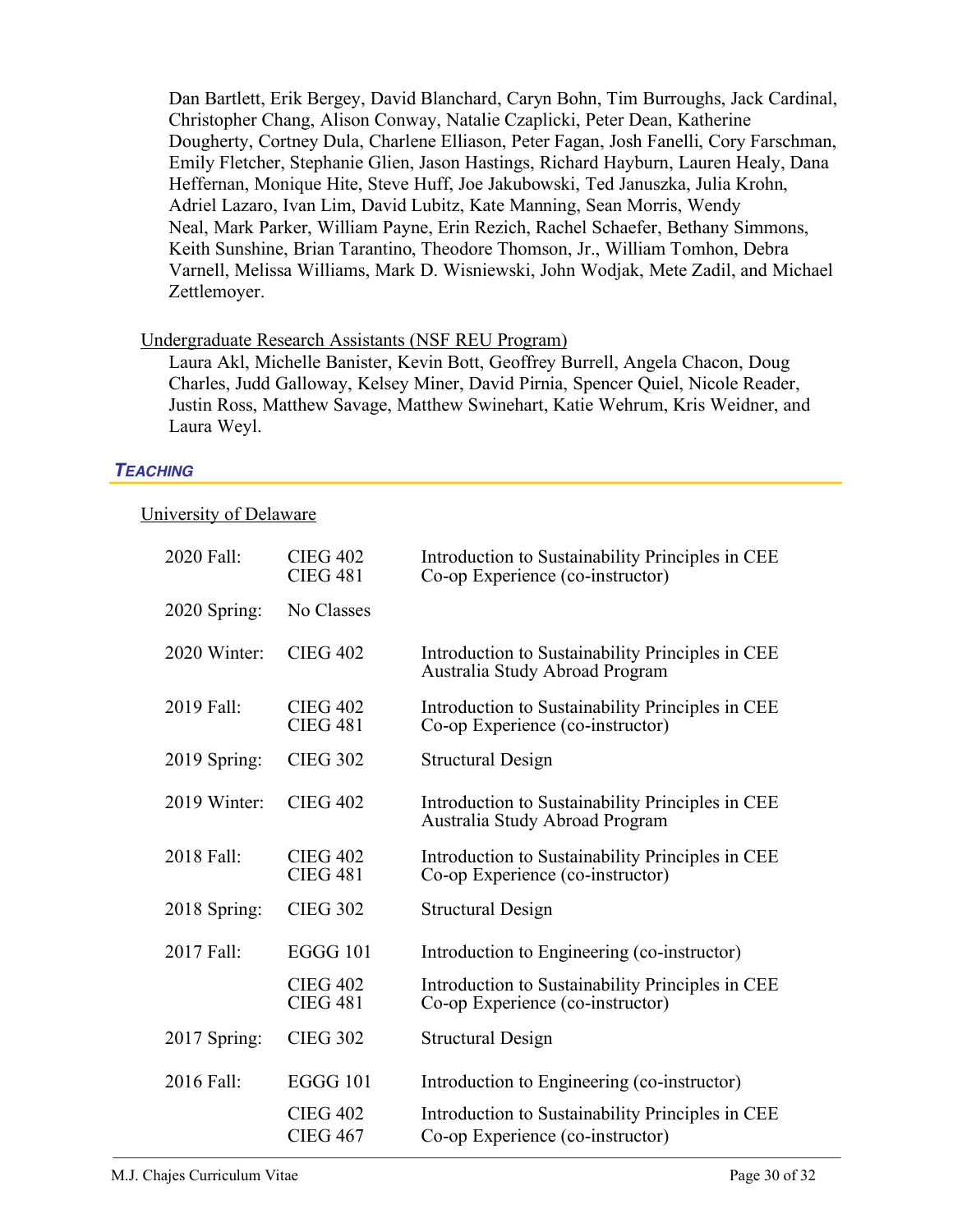Dan Bartlett, Erik Bergey, David Blanchard, Caryn Bohn, Tim Burroughs, Jack Cardinal, Christopher Chang, Alison Conway, Natalie Czaplicki, Peter Dean, Katherine Dougherty, Cortney Dula, Charlene Elliason, Peter Fagan, Josh Fanelli, Cory Farschman, Emily Fletcher, Stephanie Glien, Jason Hastings, Richard Hayburn, Lauren Healy, Dana Heffernan, Monique Hite, Steve Huff, Joe Jakubowski, Ted Januszka, Julia Krohn, Adriel Lazaro, Ivan Lim, David Lubitz, Kate Manning, Sean Morris, Wendy Neal, Mark Parker, William Payne, Erin Rezich, Rachel Schaefer, Bethany Simmons, Keith Sunshine, Brian Tarantino, Theodore Thomson, Jr., William Tomhon, Debra Varnell, Melissa Williams, Mark D. Wisniewski, John Wodjak, Mete Zadil, and Michael Zettlemoyer.

Undergraduate Research Assistants (NSF REU Program)

Laura Akl, Michelle Banister, Kevin Bott, Geoffrey Burrell, Angela Chacon, Doug Charles, Judd Galloway, Kelsey Miner, David Pirnia, Spencer Quiel, Nicole Reader, Justin Ross, Matthew Savage, Matthew Swinehart, Katie Wehrum, Kris Weidner, and Laura Weyl.

## *TEACHING*

University of Delaware

| | | |
|---|---|---|
| 2020 Fall: | CIEG 402<br>CIEG 481 | Introduction to Sustainability Principles in CEE<br>Co-op Experience (co-instructor) |
| 2020 Spring: | No Classes | |
| 2020 Winter: | CIEG 402 | Introduction to Sustainability Principles in CEE<br>Australia Study Abroad Program |
| 2019 Fall: | CIEG 402<br>CIEG 481 | Introduction to Sustainability Principles in CEE<br>Co-op Experience (co-instructor) |
| 2019 Spring: | CIEG 302 | Structural Design |
| 2019 Winter: | CIEG 402 | Introduction to Sustainability Principles in CEE<br>Australia Study Abroad Program |
| 2018 Fall: | CIEG 402<br>CIEG 481 | Introduction to Sustainability Principles in CEE<br>Co-op Experience (co-instructor) |
| 2018 Spring: | CIEG 302 | Structural Design |
| 2017 Fall: | EGGG 101 | Introduction to Engineering (co-instructor) |
| | CIEG 402<br>CIEG 481 | Introduction to Sustainability Principles in CEE<br>Co-op Experience (co-instructor) |
| 2017 Spring: | CIEG 302 | Structural Design |
| 2016 Fall: | EGGG 101 | Introduction to Engineering (co-instructor) |
| | CIEG 402<br>CIEG 467 | Introduction to Sustainability Principles in CEE<br>Co-op Experience (co-instructor) |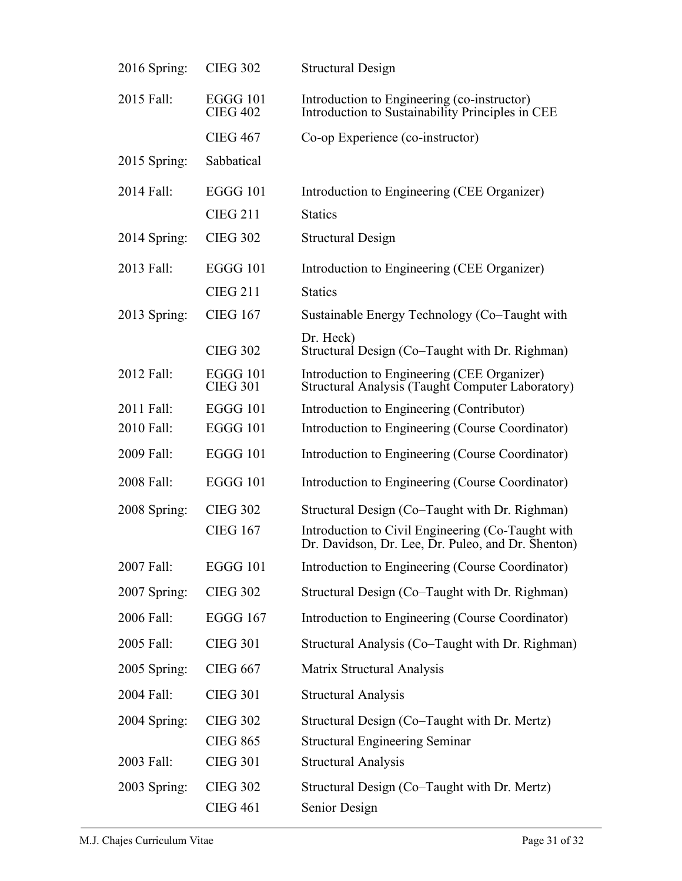| | | |
|---|---|---|
| 2016 Spring: | CIEG 302 | Structural Design |
| 2015 Fall: | EGGG 101 | Introduction to Engineering (co-instructor) |
| | CIEG 402 | Introduction to Sustainability Principles in CEE |
| | CIEG 467 | Co-op Experience (co-instructor) |
| 2015 Spring: | Sabbatical | |
| 2014 Fall: | EGGG 101 | Introduction to Engineering (CEE Organizer) |
| | CIEG 211 | Statics |
| 2014 Spring: | CIEG 302 | Structural Design |
| 2013 Fall: | EGGG 101 | Introduction to Engineering (CEE Organizer) |
| | CIEG 211 | Statics |
| 2013 Spring: | CIEG 167 | Sustainable Energy Technology (Co–Taught with Dr. Heck) |
| | CIEG 302 | Structural Design (Co–Taught with Dr. Righman) |
| 2012 Fall: | EGGG 101 | Introduction to Engineering (CEE Organizer) |
| | CIEG 301 | Structural Analysis (Taught Computer Laboratory) |
| 2011 Fall: | EGGG 101 | Introduction to Engineering (Contributor) |
| 2010 Fall: | EGGG 101 | Introduction to Engineering (Course Coordinator) |
| 2009 Fall: | EGGG 101 | Introduction to Engineering (Course Coordinator) |
| 2008 Fall: | EGGG 101 | Introduction to Engineering (Course Coordinator) |
| 2008 Spring: | CIEG 302 | Structural Design (Co–Taught with Dr. Righman) |
| | CIEG 167 | Introduction to Civil Engineering (Co-Taught with Dr. Davidson, Dr. Lee, Dr. Puleo, and Dr. Shenton) |
| 2007 Fall: | EGGG 101 | Introduction to Engineering (Course Coordinator) |
| 2007 Spring: | CIEG 302 | Structural Design (Co–Taught with Dr. Righman) |
| 2006 Fall: | EGGG 167 | Introduction to Engineering (Course Coordinator) |
| 2005 Fall: | CIEG 301 | Structural Analysis (Co–Taught with Dr. Righman) |
| 2005 Spring: | CIEG 667 | Matrix Structural Analysis |
| 2004 Fall: | CIEG 301 | Structural Analysis |
| 2004 Spring: | CIEG 302 | Structural Design (Co–Taught with Dr. Mertz) |
| | CIEG 865 | Structural Engineering Seminar |
| 2003 Fall: | CIEG 301 | Structural Analysis |
| 2003 Spring: | CIEG 302 | Structural Design (Co–Taught with Dr. Mertz) |
| | CIEG 461 | Senior Design |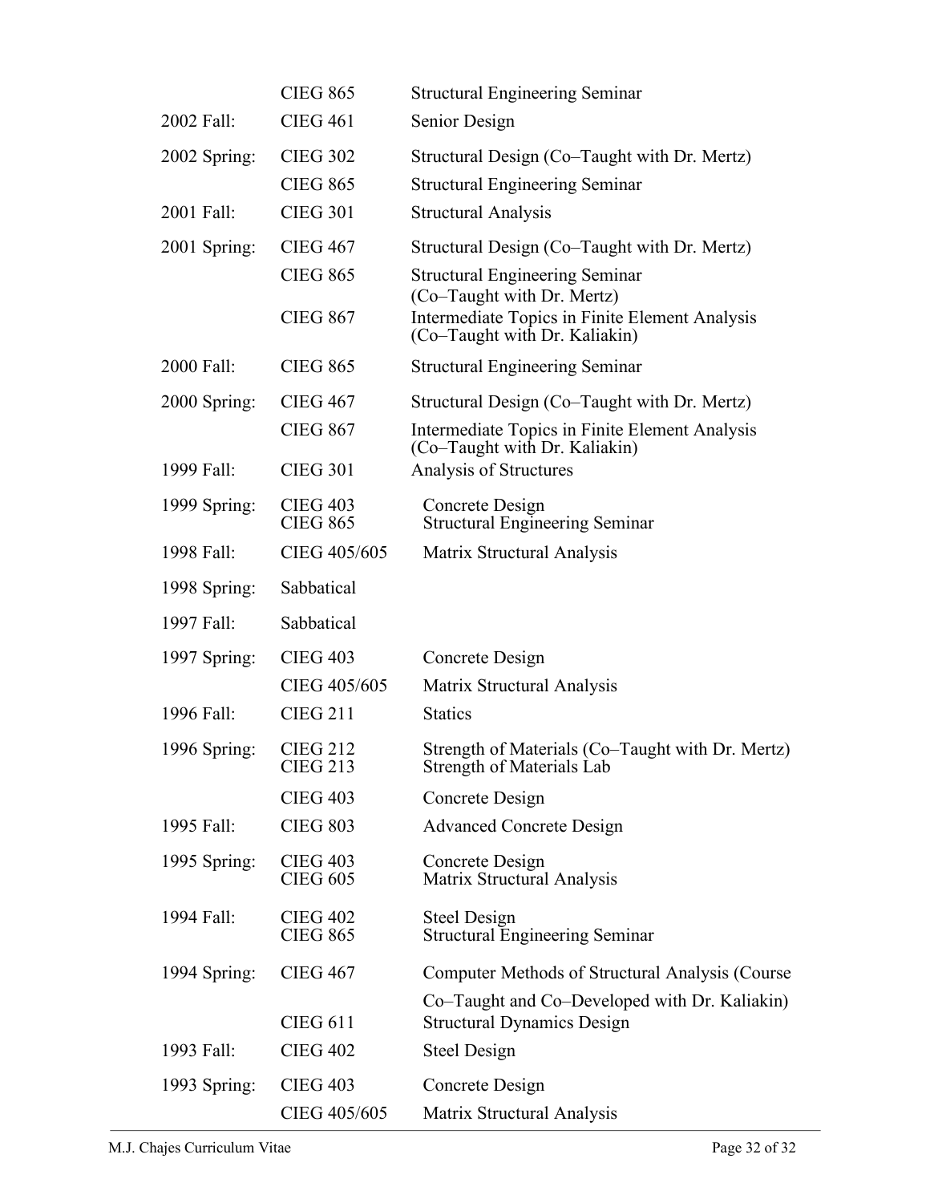| | | |
|---|---|---|
| | CIEG 865 | Structural Engineering Seminar |
| 2002 Fall: | CIEG 461 | Senior Design |
| 2002 Spring: | CIEG 302 | Structural Design (Co–Taught with Dr. Mertz) |
| | CIEG 865 | Structural Engineering Seminar |
| 2001 Fall: | CIEG 301 | Structural Analysis |
| 2001 Spring: | CIEG 467 | Structural Design (Co–Taught with Dr. Mertz) |
| | CIEG 865 | Structural Engineering Seminar (Co–Taught with Dr. Mertz) |
| | CIEG 867 | Intermediate Topics in Finite Element Analysis (Co–Taught with Dr. Kaliakin) |
| 2000 Fall: | CIEG 865 | Structural Engineering Seminar |
| 2000 Spring: | CIEG 467 | Structural Design (Co–Taught with Dr. Mertz) |
| | CIEG 867 | Intermediate Topics in Finite Element Analysis (Co–Taught with Dr. Kaliakin) |
| 1999 Fall: | CIEG 301 | Analysis of Structures |
| 1999 Spring: | CIEG 403 | Concrete Design |
| | CIEG 865 | Structural Engineering Seminar |
| 1998 Fall: | CIEG 405/605 | Matrix Structural Analysis |
| 1998 Spring: | Sabbatical | |
| 1997 Fall: | Sabbatical | |
| 1997 Spring: | CIEG 403 | Concrete Design |
| | CIEG 405/605 | Matrix Structural Analysis |
| 1996 Fall: | CIEG 211 | Statics |
| 1996 Spring: | CIEG 212 | Strength of Materials (Co–Taught with Dr. Mertz) |
| | CIEG 213 | Strength of Materials Lab |
| | CIEG 403 | Concrete Design |
| 1995 Fall: | CIEG 803 | Advanced Concrete Design |
| 1995 Spring: | CIEG 403 | Concrete Design |
| | CIEG 605 | Matrix Structural Analysis |
| 1994 Fall: | CIEG 402 | Steel Design |
| | CIEG 865 | Structural Engineering Seminar |
| 1994 Spring: | CIEG 467 | Computer Methods of Structural Analysis (Course Co–Taught and Co–Developed with Dr. Kaliakin) |
| | CIEG 611 | Structural Dynamics Design |
| 1993 Fall: | CIEG 402 | Steel Design |
| 1993 Spring: | CIEG 403 | Concrete Design |
| | CIEG 405/605 | Matrix Structural Analysis |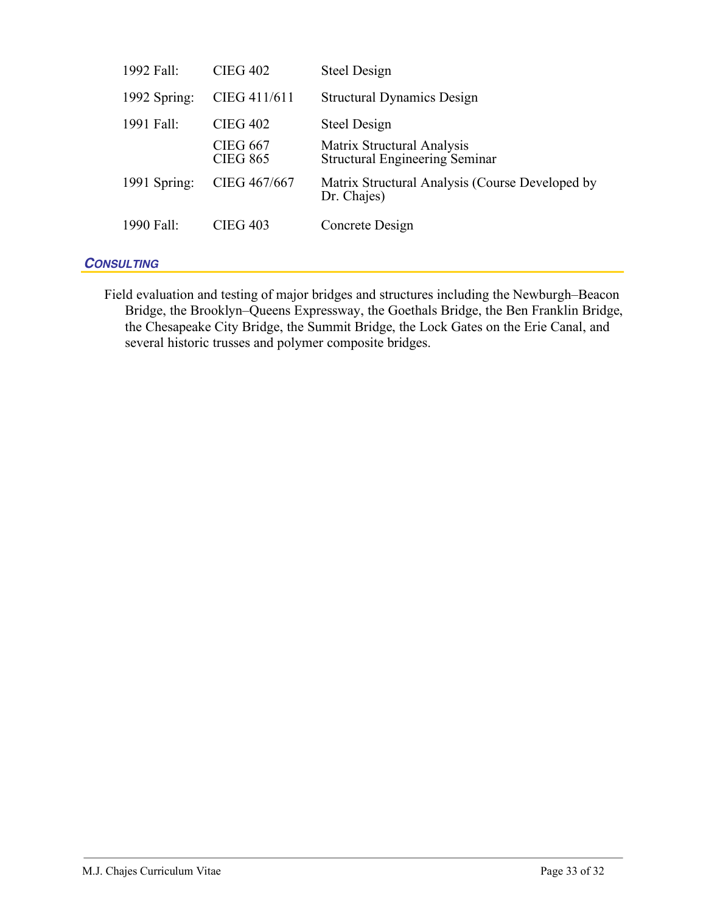| | | |
|---|---|---|
| 1992 Fall: | CIEG 402 | Steel Design |
| 1992 Spring: | CIEG 411/611 | Structural Dynamics Design |
| 1991 Fall: | CIEG 402 | Steel Design |
| | CIEG 667 | Matrix Structural Analysis |
| | CIEG 865 | Structural Engineering Seminar |
| 1991 Spring: | CIEG 467/667 | Matrix Structural Analysis (Course Developed by Dr. Chajes) |
| 1990 Fall: | CIEG 403 | Concrete Design |

### CONSULTING

Field evaluation and testing of major bridges and structures including the Newburgh–Beacon Bridge, the Brooklyn–Queens Expressway, the Goethals Bridge, the Ben Franklin Bridge, the Chesapeake City Bridge, the Summit Bridge, the Lock Gates on the Erie Canal, and several historic trusses and polymer composite bridges.